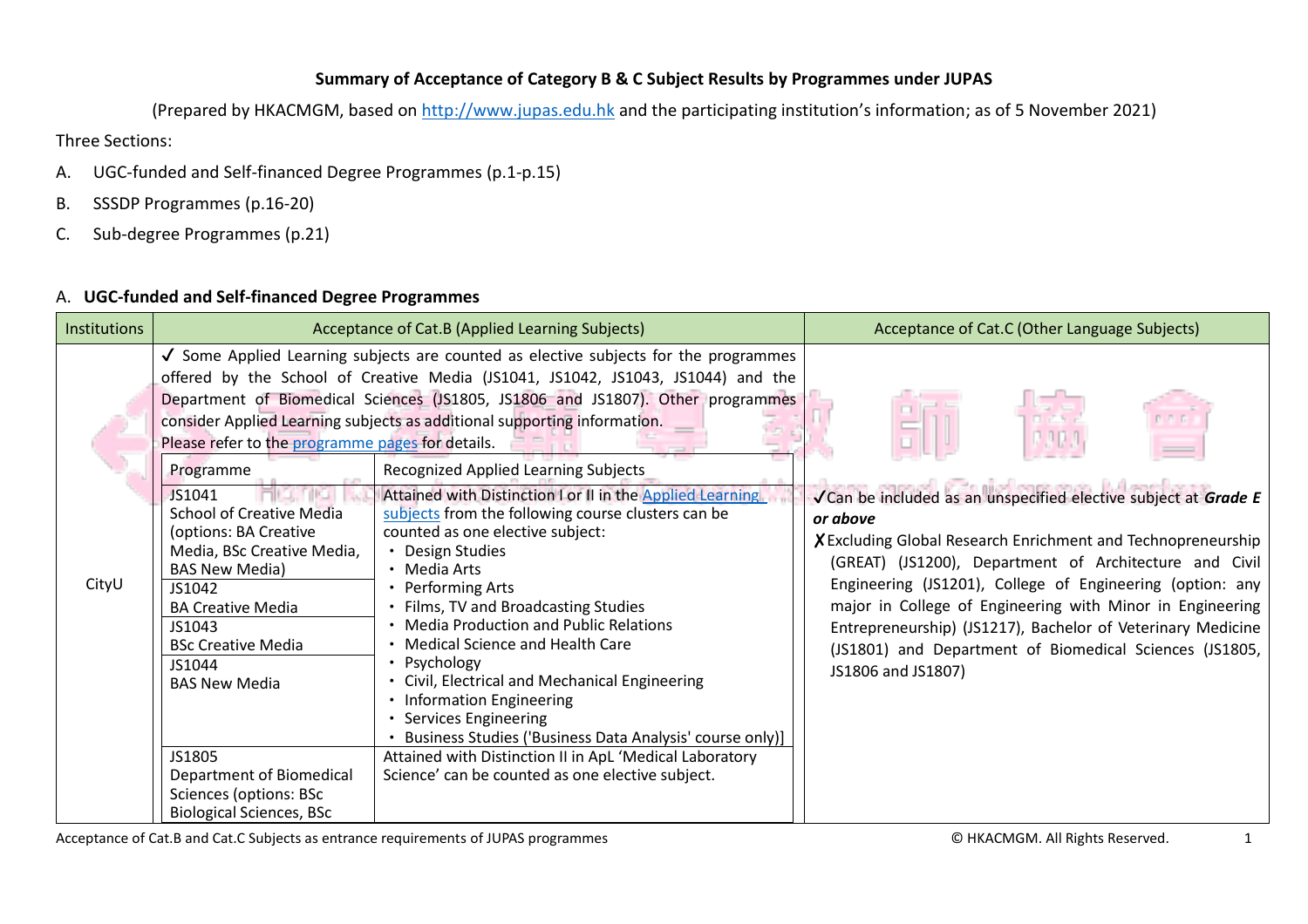**Summary of Acceptance of Category B & C Subject Results by Programmes under JUPAS**

(Prepared by HKACMGM, based on http://www.jupas.edu.hk and the participating institution's information; as of 5 November 2021)

Three Sections:

A. UGC-funded and Self-financed Degree Programmes (p.1-p.15)

B. SSSDP Programmes (p.16-20)

C. Sub-degree Programmes (p.21)

## A. UGC-funded and Self-financed Degree Programmes

| Institutions | Acceptance of Cat.B (Applied Learning Subjects) | | Acceptance of Cat.C (Other Language Subjects) |
|---|---|---|---|
| CityU | ✓ Some Applied Learning subjects are counted as elective subjects for the programmes offered by the School of Creative Media (JS1041, JS1042, JS1043, JS1044) and the Department of Biomedical Sciences (JS1805, JS1806 and JS1807). Other programmes consider Applied Learning subjects as additional supporting information. Please refer to the programme pages for details. | | ✓Can be included as an unspecified elective subject at ***Grade E or above***<br>✗Excluding Global Research Enrichment and Technopreneurship (GREAT) (JS1200), Department of Architecture and Civil Engineering (JS1201), College of Engineering (option: any major in College of Engineering with Minor in Engineering Entrepreneurship) (JS1217), Bachelor of Veterinary Medicine (JS1801) and Department of Biomedical Sciences (JS1805, JS1806 and JS1807) |
| | Programme | Recognized Applied Learning Subjects | |
| | JS1041<br>School of Creative Media (options: BA Creative Media, BSc Creative Media, BAS New Media)<br>JS1042<br>BA Creative Media<br>JS1043<br>BSc Creative Media<br>JS1044<br>BAS New Media | Attained with Distinction I or II in the Applied Learning subjects from the following course clusters can be counted as one elective subject:<br>• Design Studies<br>• Media Arts<br>• Performing Arts<br>• Films, TV and Broadcasting Studies<br>• Media Production and Public Relations<br>• Medical Science and Health Care<br>• Psychology<br>• Civil, Electrical and Mechanical Engineering<br>• Information Engineering<br>• Services Engineering<br>• Business Studies ('Business Data Analysis' course only)] | |
| | JS1805<br>Department of Biomedical Sciences (options: BSc Biological Sciences, BSc | Attained with Distinction II in ApL 'Medical Laboratory Science' can be counted as one elective subject. | |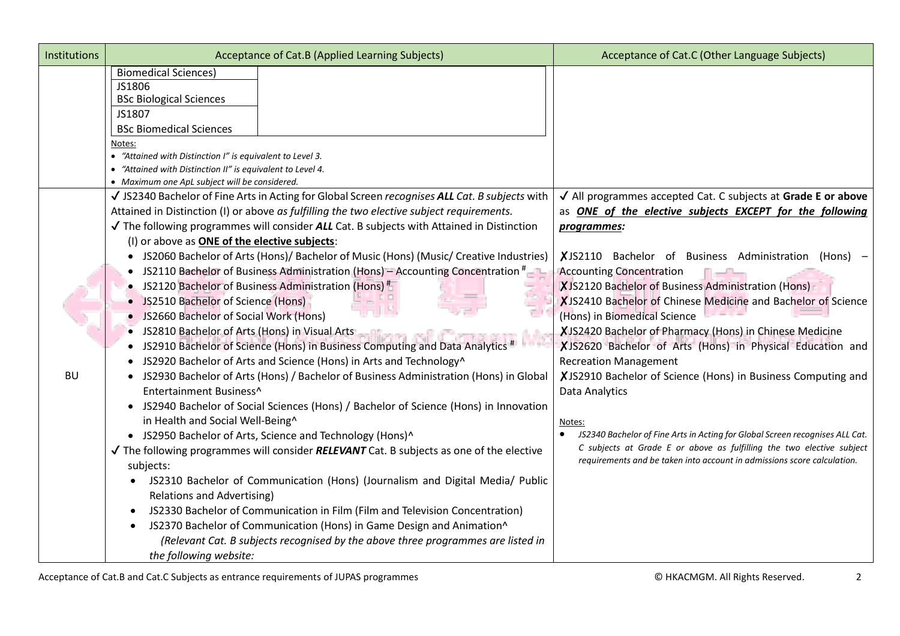| Institutions | Acceptance of Cat.B (Applied Learning Subjects) | Acceptance of Cat.C (Other Language Subjects) |
|---|---|---|
| | Biomedical Sciences)<br>JS1806<br>BSc Biological Sciences<br>JS1807<br>BSc Biomedical Sciences<br>Notes:<br>• *"Attained with Distinction I" is equivalent to Level 3.*<br>• *"Attained with Distinction II" is equivalent to Level 4.*<br>• *Maximum one ApL subject will be considered.* | |
| BU | ✓ JS2340 Bachelor of Fine Arts in Acting for Global Screen *recognises **ALL** Cat. B subjects* with Attained in Distinction (I) or above *as fulfilling the two elective subject requirements.*<br>✓ The following programmes will consider ***ALL*** Cat. B subjects with Attained in Distinction (I) or above as **ONE of the elective subjects**:<br>• JS2060 Bachelor of Arts (Hons)/ Bachelor of Music (Hons) (Music/ Creative Industries)<br>• JS2110 Bachelor of Business Administration (Hons) – Accounting Concentration #<br>• JS2120 Bachelor of Business Administration (Hons) #<br>• JS2510 Bachelor of Science (Hons)<br>• JS2660 Bachelor of Social Work (Hons)<br>• JS2810 Bachelor of Arts (Hons) in Visual Arts<br>• JS2910 Bachelor of Science (Hons) in Business Computing and Data Analytics #<br>• JS2920 Bachelor of Arts and Science (Hons) in Arts and Technology^<br>• JS2930 Bachelor of Arts (Hons) / Bachelor of Business Administration (Hons) in Global Entertainment Business^<br>• JS2940 Bachelor of Social Sciences (Hons) / Bachelor of Science (Hons) in Innovation in Health and Social Well-Being^<br>• JS2950 Bachelor of Arts, Science and Technology (Hons)^<br>✓ The following programmes will consider ***RELEVANT*** Cat. B subjects as one of the elective subjects:<br>• JS2310 Bachelor of Communication (Hons) (Journalism and Digital Media/ Public Relations and Advertising)<br>• JS2330 Bachelor of Communication in Film (Film and Television Concentration)<br>• JS2370 Bachelor of Communication (Hons) in Game Design and Animation^<br>*(Relevant Cat. B subjects recognised by the above three programmes are listed in the following website:* | ✓ All programmes accepted Cat. C subjects at **Grade E or above** as ***ONE of the elective subjects EXCEPT for the following programmes:***<br><br>✗JS2110 Bachelor of Business Administration (Hons) – Accounting Concentration<br>✗JS2120 Bachelor of Business Administration (Hons)<br>✗JS2410 Bachelor of Chinese Medicine and Bachelor of Science (Hons) in Biomedical Science<br>✗JS2420 Bachelor of Pharmacy (Hons) in Chinese Medicine<br>✗JS2620 Bachelor of Arts (Hons) in Physical Education and Recreation Management<br>✗JS2910 Bachelor of Science (Hons) in Business Computing and Data Analytics<br><br>Notes:<br>• *JS2340 Bachelor of Fine Arts in Acting for Global Screen recognises ALL Cat. C subjects at Grade E or above as fulfilling the two elective subject requirements and be taken into account in admissions score calculation.* |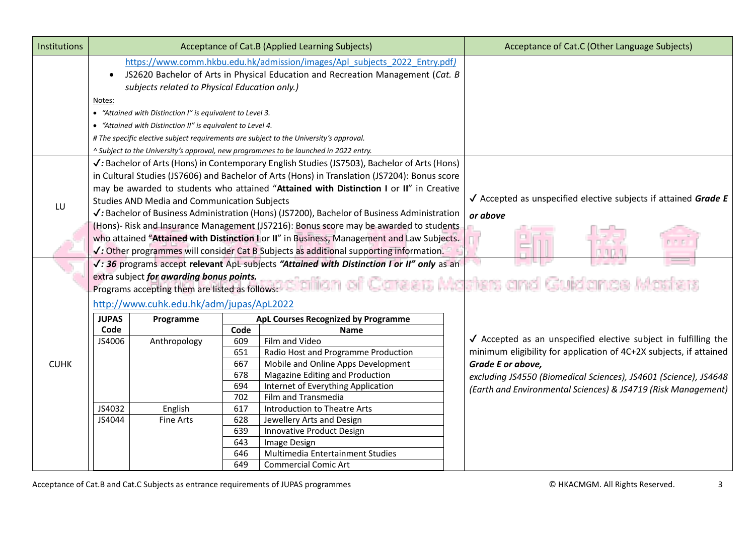| Institutions | Acceptance of Cat.B (Applied Learning Subjects) | Acceptance of Cat.C (Other Language Subjects) |
|---|---|---|
| | https://www.comm.hkbu.edu.hk/admission/images/Apl_subjects_2022_Entry.pdf)<br>• JS2620 Bachelor of Arts in Physical Education and Recreation Management (*Cat. B subjects related to Physical Education only.)*<br>Notes:<br>• *"Attained with Distinction I" is equivalent to Level 3.*<br>• *"Attained with Distinction II" is equivalent to Level 4.*<br>*# The specific elective subject requirements are subject to the University's approval.*<br>*^ Subject to the University's approval, new programmes to be launched in 2022 entry.* | |
| LU | ✓*:* Bachelor of Arts (Hons) in Contemporary English Studies (JS7503), Bachelor of Arts (Hons) in Cultural Studies (JS7606) and Bachelor of Arts (Hons) in Translation (JS7204): Bonus score may be awarded to students who attained "**Attained with Distinction I** or **II**" in Creative Studies AND Media and Communication Subjects<br>✓*:* Bachelor of Business Administration (Hons) (JS7200), Bachelor of Business Administration (Hons)- Risk and Insurance Management (JS7216): Bonus score may be awarded to students who attained "**Attained with Distinction I** or **II**" in Business, Management and Law Subjects.<br>✓*:* Other programmes will consider Cat B Subjects as additional supporting information. | ✓ Accepted as unspecified elective subjects if attained ***Grade E or above*** |
| CUHK | ✓*: **36*** programs accept **relevant** ApL subjects ***"Attained with Distinction I or II" only*** as an extra subject ***for awarding bonus points.***<br>Programs accepting them are listed as follows:<br>http://www.cuhk.edu.hk/adm/jupas/ApL2022<br>(see table below) | ✓ Accepted as an unspecified elective subject in fulfilling the minimum eligibility for application of 4C+2X subjects, if attained ***Grade E or above,***<br>*excluding JS4550 (Biomedical Sciences), JS4601 (Science), JS4648 (Earth and Environmental Sciences) & JS4719 (Risk Management)* |

| JUPAS Code | Programme | ApL Courses Recognized by Programme | |
|---|---|---|---|
| | | **Code** | **Name** |
| JS4006 | Anthropology | 609 | Film and Video |
| | | 651 | Radio Host and Programme Production |
| | | 667 | Mobile and Online Apps Development |
| | | 678 | Magazine Editing and Production |
| | | 694 | Internet of Everything Application |
| | | 702 | Film and Transmedia |
| JS4032 | English | 617 | Introduction to Theatre Arts |
| JS4044 | Fine Arts | 628 | Jewellery Arts and Design |
| | | 639 | Innovative Product Design |
| | | 643 | Image Design |
| | | 646 | Multimedia Entertainment Studies |
| | | 649 | Commercial Comic Art |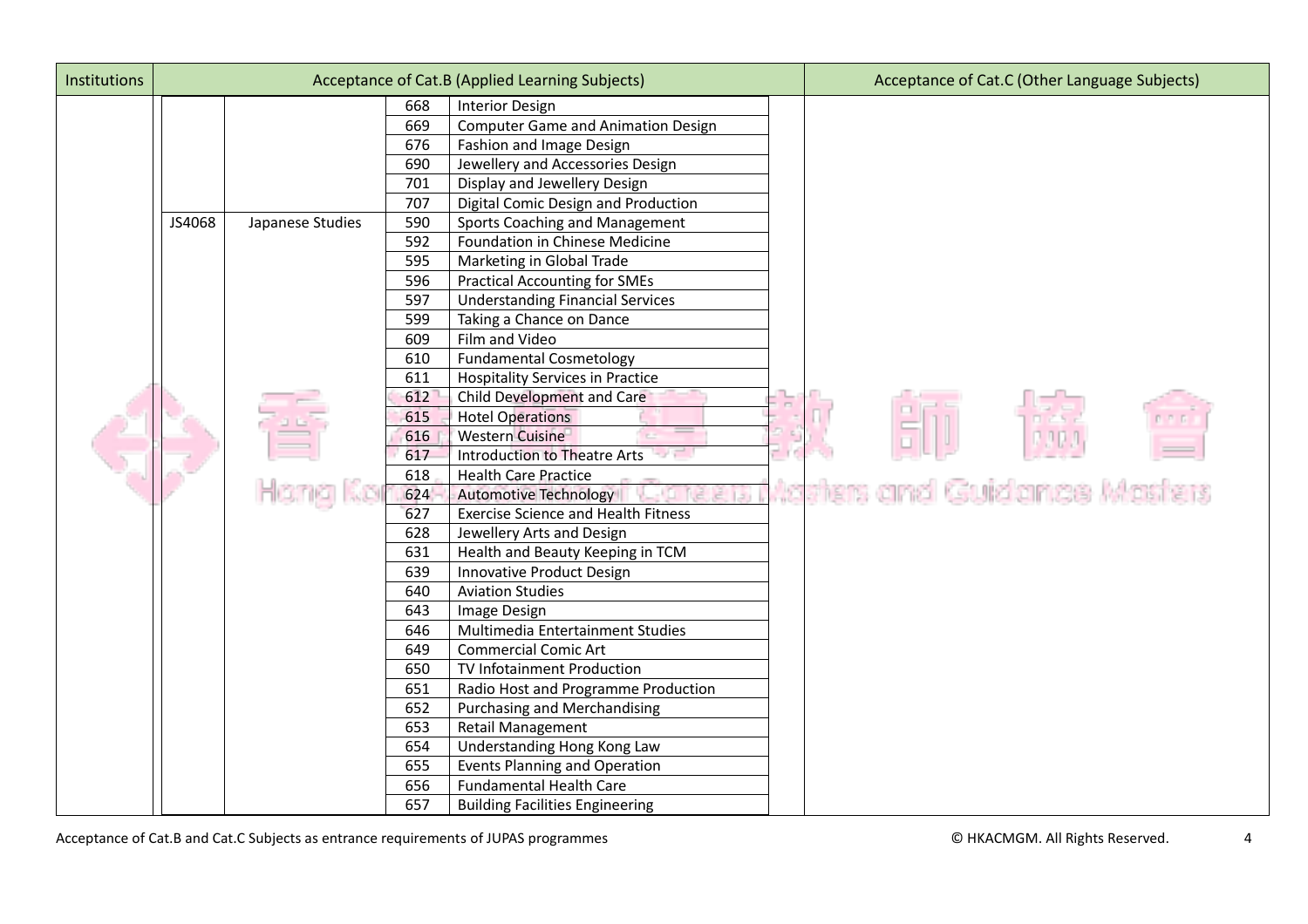| Institutions | Acceptance of Cat.B (Applied Learning Subjects) | | | | Acceptance of Cat.C (Other Language Subjects) |
|---|---|---|---|---|---|
| | | | 668 | Interior Design | |
| | | | 669 | Computer Game and Animation Design | |
| | | | 676 | Fashion and Image Design | |
| | | | 690 | Jewellery and Accessories Design | |
| | | | 701 | Display and Jewellery Design | |
| | | | 707 | Digital Comic Design and Production | |
| | JS4068 | Japanese Studies | 590 | Sports Coaching and Management | |
| | | | 592 | Foundation in Chinese Medicine | |
| | | | 595 | Marketing in Global Trade | |
| | | | 596 | Practical Accounting for SMEs | |
| | | | 597 | Understanding Financial Services | |
| | | | 599 | Taking a Chance on Dance | |
| | | | 609 | Film and Video | |
| | | | 610 | Fundamental Cosmetology | |
| | | | 611 | Hospitality Services in Practice | |
| | | | 612 | Child Development and Care | |
| | | | 615 | Hotel Operations | |
| | | | 616 | Western Cuisine | |
| | | | 617 | Introduction to Theatre Arts | |
| | | | 618 | Health Care Practice | |
| | | | 624 | Automotive Technology | |
| | | | 627 | Exercise Science and Health Fitness | |
| | | | 628 | Jewellery Arts and Design | |
| | | | 631 | Health and Beauty Keeping in TCM | |
| | | | 639 | Innovative Product Design | |
| | | | 640 | Aviation Studies | |
| | | | 643 | Image Design | |
| | | | 646 | Multimedia Entertainment Studies | |
| | | | 649 | Commercial Comic Art | |
| | | | 650 | TV Infotainment Production | |
| | | | 651 | Radio Host and Programme Production | |
| | | | 652 | Purchasing and Merchandising | |
| | | | 653 | Retail Management | |
| | | | 654 | Understanding Hong Kong Law | |
| | | | 655 | Events Planning and Operation | |
| | | | 656 | Fundamental Health Care | |
| | | | 657 | Building Facilities Engineering | |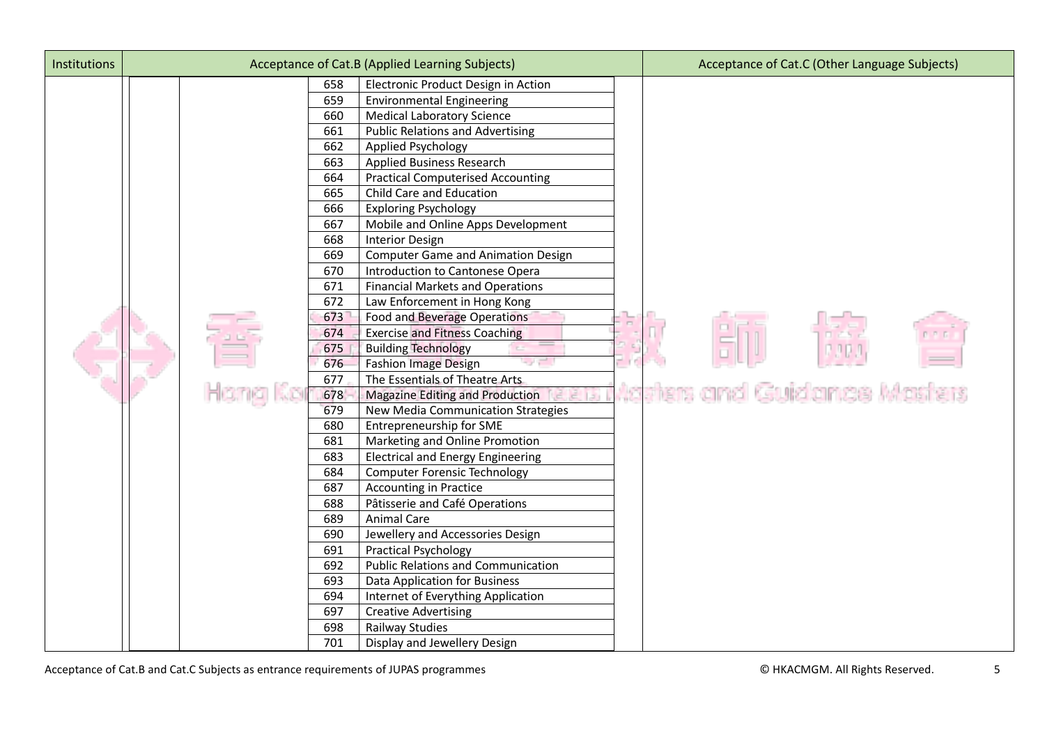| Institutions | Acceptance of Cat.B (Applied Learning Subjects) | | | | Acceptance of Cat.C (Other Language Subjects) |
|---|---|---|---|---|---|
| | | | 658 | Electronic Product Design in Action | |
| | | | 659 | Environmental Engineering | |
| | | | 660 | Medical Laboratory Science | |
| | | | 661 | Public Relations and Advertising | |
| | | | 662 | Applied Psychology | |
| | | | 663 | Applied Business Research | |
| | | | 664 | Practical Computerised Accounting | |
| | | | 665 | Child Care and Education | |
| | | | 666 | Exploring Psychology | |
| | | | 667 | Mobile and Online Apps Development | |
| | | | 668 | Interior Design | |
| | | | 669 | Computer Game and Animation Design | |
| | | | 670 | Introduction to Cantonese Opera | |
| | | | 671 | Financial Markets and Operations | |
| | | | 672 | Law Enforcement in Hong Kong | |
| | | | 673 | Food and Beverage Operations | |
| | | | 674 | Exercise and Fitness Coaching | |
| | | | 675 | Building Technology | |
| | | | 676 | Fashion Image Design | |
| | | | 677 | The Essentials of Theatre Arts | |
| | | | 678 | Magazine Editing and Production | |
| | | | 679 | New Media Communication Strategies | |
| | | | 680 | Entrepreneurship for SME | |
| | | | 681 | Marketing and Online Promotion | |
| | | | 683 | Electrical and Energy Engineering | |
| | | | 684 | Computer Forensic Technology | |
| | | | 687 | Accounting in Practice | |
| | | | 688 | Pâtisserie and Café Operations | |
| | | | 689 | Animal Care | |
| | | | 690 | Jewellery and Accessories Design | |
| | | | 691 | Practical Psychology | |
| | | | 692 | Public Relations and Communication | |
| | | | 693 | Data Application for Business | |
| | | | 694 | Internet of Everything Application | |
| | | | 697 | Creative Advertising | |
| | | | 698 | Railway Studies | |
| | | | 701 | Display and Jewellery Design | |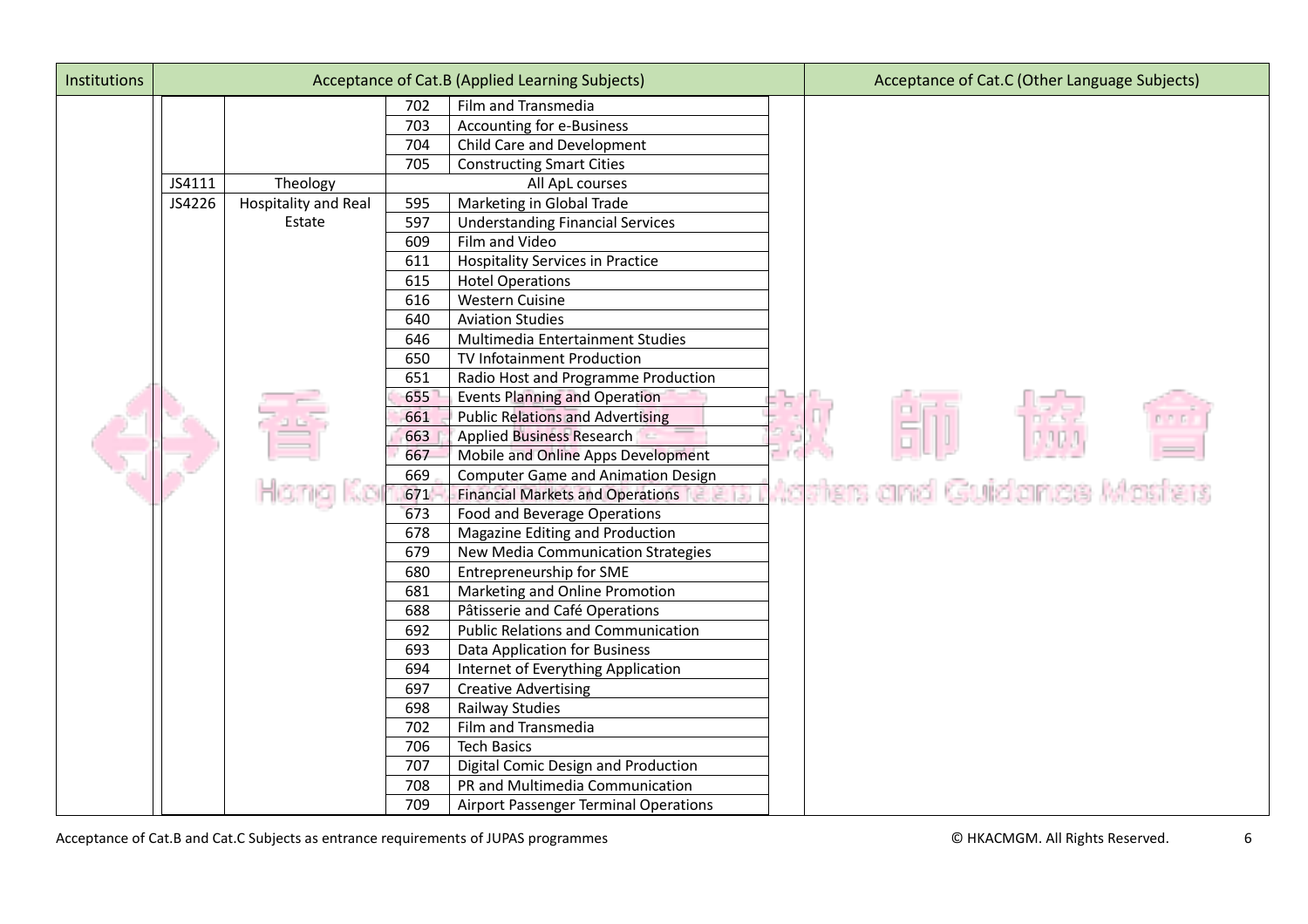| Institutions | Acceptance of Cat.B (Applied Learning Subjects) | | | | Acceptance of Cat.C (Other Language Subjects) |
|---|---|---|---|---|---|
| | | | 702 | Film and Transmedia | |
| | | | 703 | Accounting for e-Business | |
| | | | 704 | Child Care and Development | |
| | | | 705 | Constructing Smart Cities | |
| | JS4111 | Theology | All ApL courses | | |
| | JS4226 | Hospitality and Real Estate | 595 | Marketing in Global Trade | |
| | | | 597 | Understanding Financial Services | |
| | | | 609 | Film and Video | |
| | | | 611 | Hospitality Services in Practice | |
| | | | 615 | Hotel Operations | |
| | | | 616 | Western Cuisine | |
| | | | 640 | Aviation Studies | |
| | | | 646 | Multimedia Entertainment Studies | |
| | | | 650 | TV Infotainment Production | |
| | | | 651 | Radio Host and Programme Production | |
| | | | 655 | Events Planning and Operation | |
| | | | 661 | Public Relations and Advertising | |
| | | | 663 | Applied Business Research | |
| | | | 667 | Mobile and Online Apps Development | |
| | | | 669 | Computer Game and Animation Design | |
| | | | 671 | Financial Markets and Operations | |
| | | | 673 | Food and Beverage Operations | |
| | | | 678 | Magazine Editing and Production | |
| | | | 679 | New Media Communication Strategies | |
| | | | 680 | Entrepreneurship for SME | |
| | | | 681 | Marketing and Online Promotion | |
| | | | 688 | Pâtisserie and Café Operations | |
| | | | 692 | Public Relations and Communication | |
| | | | 693 | Data Application for Business | |
| | | | 694 | Internet of Everything Application | |
| | | | 697 | Creative Advertising | |
| | | | 698 | Railway Studies | |
| | | | 702 | Film and Transmedia | |
| | | | 706 | Tech Basics | |
| | | | 707 | Digital Comic Design and Production | |
| | | | 708 | PR and Multimedia Communication | |
| | | | 709 | Airport Passenger Terminal Operations | |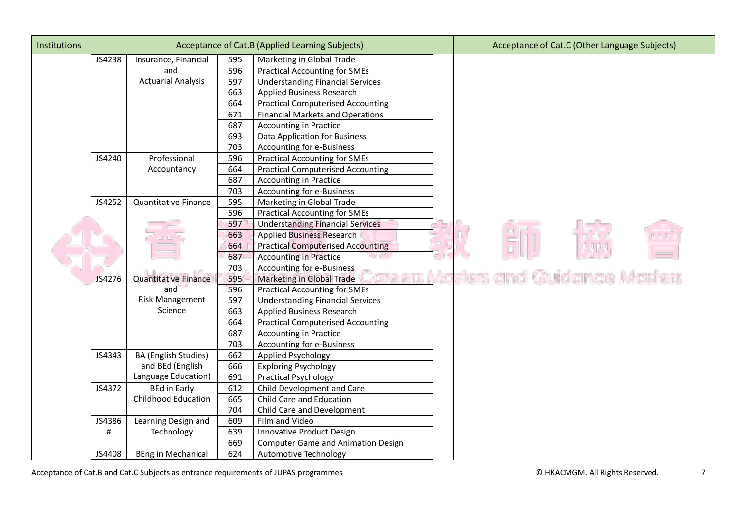| Institutions | Acceptance of Cat.B (Applied Learning Subjects) | | | | Acceptance of Cat.C (Other Language Subjects) |
|---|---|---|---|---|---|
| | JS4238 | Insurance, Financial and Actuarial Analysis | 595 | Marketing in Global Trade | |
| | | | 596 | Practical Accounting for SMEs | |
| | | | 597 | Understanding Financial Services | |
| | | | 663 | Applied Business Research | |
| | | | 664 | Practical Computerised Accounting | |
| | | | 671 | Financial Markets and Operations | |
| | | | 687 | Accounting in Practice | |
| | | | 693 | Data Application for Business | |
| | | | 703 | Accounting for e-Business | |
| | JS4240 | Professional Accountancy | 596 | Practical Accounting for SMEs | |
| | | | 664 | Practical Computerised Accounting | |
| | | | 687 | Accounting in Practice | |
| | | | 703 | Accounting for e-Business | |
| | JS4252 | Quantitative Finance | 595 | Marketing in Global Trade | |
| | | | 596 | Practical Accounting for SMEs | |
| | | | 597 | Understanding Financial Services | |
| | | | 663 | Applied Business Research | |
| | | | 664 | Practical Computerised Accounting | |
| | | | 687 | Accounting in Practice | |
| | | | 703 | Accounting for e-Business | |
| | JS4276 | Quantitative Finance and Risk Management Science | 595 | Marketing in Global Trade | |
| | | | 596 | Practical Accounting for SMEs | |
| | | | 597 | Understanding Financial Services | |
| | | | 663 | Applied Business Research | |
| | | | 664 | Practical Computerised Accounting | |
| | | | 687 | Accounting in Practice | |
| | | | 703 | Accounting for e-Business | |
| | JS4343 | BA (English Studies) and BEd (English Language Education) | 662 | Applied Psychology | |
| | | | 666 | Exploring Psychology | |
| | | | 691 | Practical Psychology | |
| | JS4372 | BEd in Early Childhood Education | 612 | Child Development and Care | |
| | | | 665 | Child Care and Education | |
| | | | 704 | Child Care and Development | |
| | JS4386 # | Learning Design and Technology | 609 | Film and Video | |
| | | | 639 | Innovative Product Design | |
| | | | 669 | Computer Game and Animation Design | |
| | JS4408 | BEng in Mechanical | 624 | Automotive Technology | |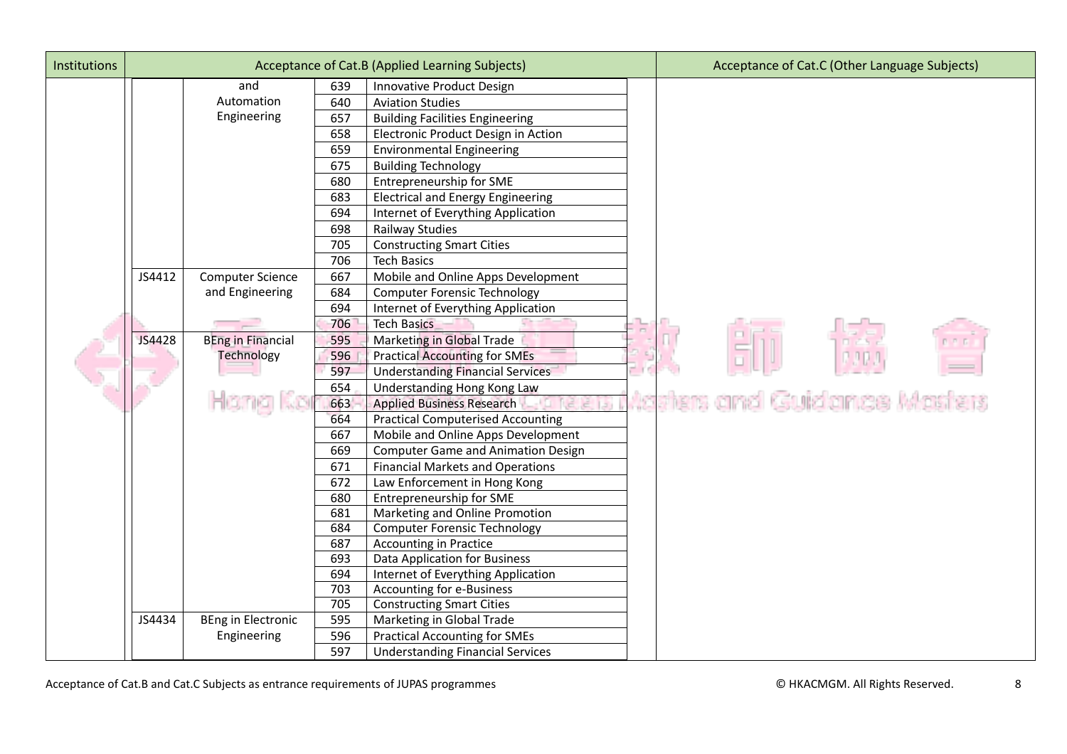| Institutions | Acceptance of Cat.B (Applied Learning Subjects) | | | | Acceptance of Cat.C (Other Language Subjects) |
|---|---|---|---|---|---|
| | | and Automation Engineering | 639 | Innovative Product Design | |
| | | | 640 | Aviation Studies | |
| | | | 657 | Building Facilities Engineering | |
| | | | 658 | Electronic Product Design in Action | |
| | | | 659 | Environmental Engineering | |
| | | | 675 | Building Technology | |
| | | | 680 | Entrepreneurship for SME | |
| | | | 683 | Electrical and Energy Engineering | |
| | | | 694 | Internet of Everything Application | |
| | | | 698 | Railway Studies | |
| | | | 705 | Constructing Smart Cities | |
| | | | 706 | Tech Basics | |
| | JS4412 | Computer Science and Engineering | 667 | Mobile and Online Apps Development | |
| | | | 684 | Computer Forensic Technology | |
| | | | 694 | Internet of Everything Application | |
| | | | 706 | Tech Basics | |
| | JS4428 | BEng in Financial Technology | 595 | Marketing in Global Trade | |
| | | | 596 | Practical Accounting for SMEs | |
| | | | 597 | Understanding Financial Services | |
| | | | 654 | Understanding Hong Kong Law | |
| | | | 663 | Applied Business Research | |
| | | | 664 | Practical Computerised Accounting | |
| | | | 667 | Mobile and Online Apps Development | |
| | | | 669 | Computer Game and Animation Design | |
| | | | 671 | Financial Markets and Operations | |
| | | | 672 | Law Enforcement in Hong Kong | |
| | | | 680 | Entrepreneurship for SME | |
| | | | 681 | Marketing and Online Promotion | |
| | | | 684 | Computer Forensic Technology | |
| | | | 687 | Accounting in Practice | |
| | | | 693 | Data Application for Business | |
| | | | 694 | Internet of Everything Application | |
| | | | 703 | Accounting for e-Business | |
| | | | 705 | Constructing Smart Cities | |
| | JS4434 | BEng in Electronic Engineering | 595 | Marketing in Global Trade | |
| | | | 596 | Practical Accounting for SMEs | |
| | | | 597 | Understanding Financial Services | |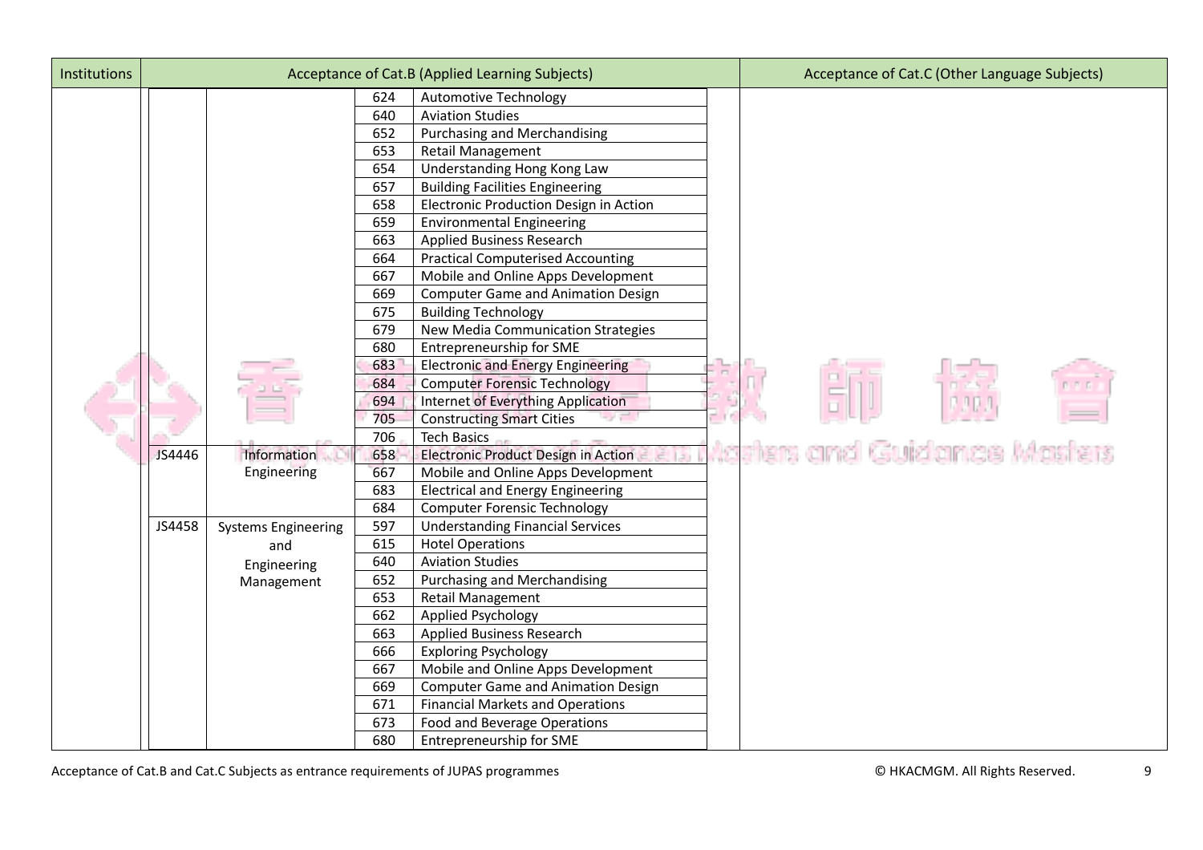| Institutions | Acceptance of Cat.B (Applied Learning Subjects) | | | | Acceptance of Cat.C (Other Language Subjects) |
|---|---|---|---|---|---|
| | | | 624 | Automotive Technology | |
| | | | 640 | Aviation Studies | |
| | | | 652 | Purchasing and Merchandising | |
| | | | 653 | Retail Management | |
| | | | 654 | Understanding Hong Kong Law | |
| | | | 657 | Building Facilities Engineering | |
| | | | 658 | Electronic Production Design in Action | |
| | | | 659 | Environmental Engineering | |
| | | | 663 | Applied Business Research | |
| | | | 664 | Practical Computerised Accounting | |
| | | | 667 | Mobile and Online Apps Development | |
| | | | 669 | Computer Game and Animation Design | |
| | | | 675 | Building Technology | |
| | | | 679 | New Media Communication Strategies | |
| | | | 680 | Entrepreneurship for SME | |
| | | | 683 | Electronic and Energy Engineering | |
| | | | 684 | Computer Forensic Technology | |
| | | | 694 | Internet of Everything Application | |
| | | | 705 | Constructing Smart Cities | |
| | | | 706 | Tech Basics | |
| | JS4446 | Information Engineering | 658 | Electronic Product Design in Action | |
| | | | 667 | Mobile and Online Apps Development | |
| | | | 683 | Electrical and Energy Engineering | |
| | | | 684 | Computer Forensic Technology | |
| | JS4458 | Systems Engineering and Engineering Management | 597 | Understanding Financial Services | |
| | | | 615 | Hotel Operations | |
| | | | 640 | Aviation Studies | |
| | | | 652 | Purchasing and Merchandising | |
| | | | 653 | Retail Management | |
| | | | 662 | Applied Psychology | |
| | | | 663 | Applied Business Research | |
| | | | 666 | Exploring Psychology | |
| | | | 667 | Mobile and Online Apps Development | |
| | | | 669 | Computer Game and Animation Design | |
| | | | 671 | Financial Markets and Operations | |
| | | | 673 | Food and Beverage Operations | |
| | | | 680 | Entrepreneurship for SME | |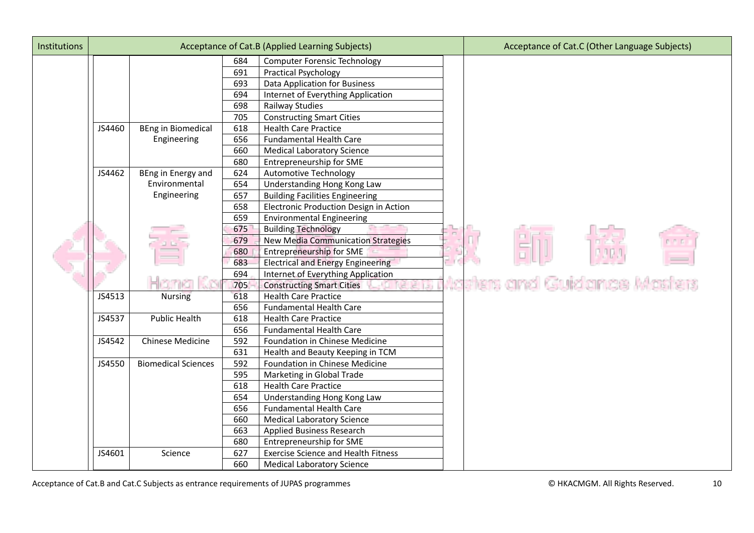| Institutions | Acceptance of Cat.B (Applied Learning Subjects) | | | | Acceptance of Cat.C (Other Language Subjects) |
|---|---|---|---|---|---|
| | | | 684 | Computer Forensic Technology | |
| | | | 691 | Practical Psychology | |
| | | | 693 | Data Application for Business | |
| | | | 694 | Internet of Everything Application | |
| | | | 698 | Railway Studies | |
| | | | 705 | Constructing Smart Cities | |
| | JS4460 | BEng in Biomedical Engineering | 618 | Health Care Practice | |
| | | | 656 | Fundamental Health Care | |
| | | | 660 | Medical Laboratory Science | |
| | | | 680 | Entrepreneurship for SME | |
| | JS4462 | BEng in Energy and Environmental Engineering | 624 | Automotive Technology | |
| | | | 654 | Understanding Hong Kong Law | |
| | | | 657 | Building Facilities Engineering | |
| | | | 658 | Electronic Production Design in Action | |
| | | | 659 | Environmental Engineering | |
| | | | 675 | Building Technology | |
| | | | 679 | New Media Communication Strategies | |
| | | | 680 | Entrepreneurship for SME | |
| | | | 683 | Electrical and Energy Engineering | |
| | | | 694 | Internet of Everything Application | |
| | | | 705 | Constructing Smart Cities | |
| | JS4513 | Nursing | 618 | Health Care Practice | |
| | | | 656 | Fundamental Health Care | |
| | JS4537 | Public Health | 618 | Health Care Practice | |
| | | | 656 | Fundamental Health Care | |
| | JS4542 | Chinese Medicine | 592 | Foundation in Chinese Medicine | |
| | | | 631 | Health and Beauty Keeping in TCM | |
| | JS4550 | Biomedical Sciences | 592 | Foundation in Chinese Medicine | |
| | | | 595 | Marketing in Global Trade | |
| | | | 618 | Health Care Practice | |
| | | | 654 | Understanding Hong Kong Law | |
| | | | 656 | Fundamental Health Care | |
| | | | 660 | Medical Laboratory Science | |
| | | | 663 | Applied Business Research | |
| | | | 680 | Entrepreneurship for SME | |
| | JS4601 | Science | 627 | Exercise Science and Health Fitness | |
| | | | 660 | Medical Laboratory Science | |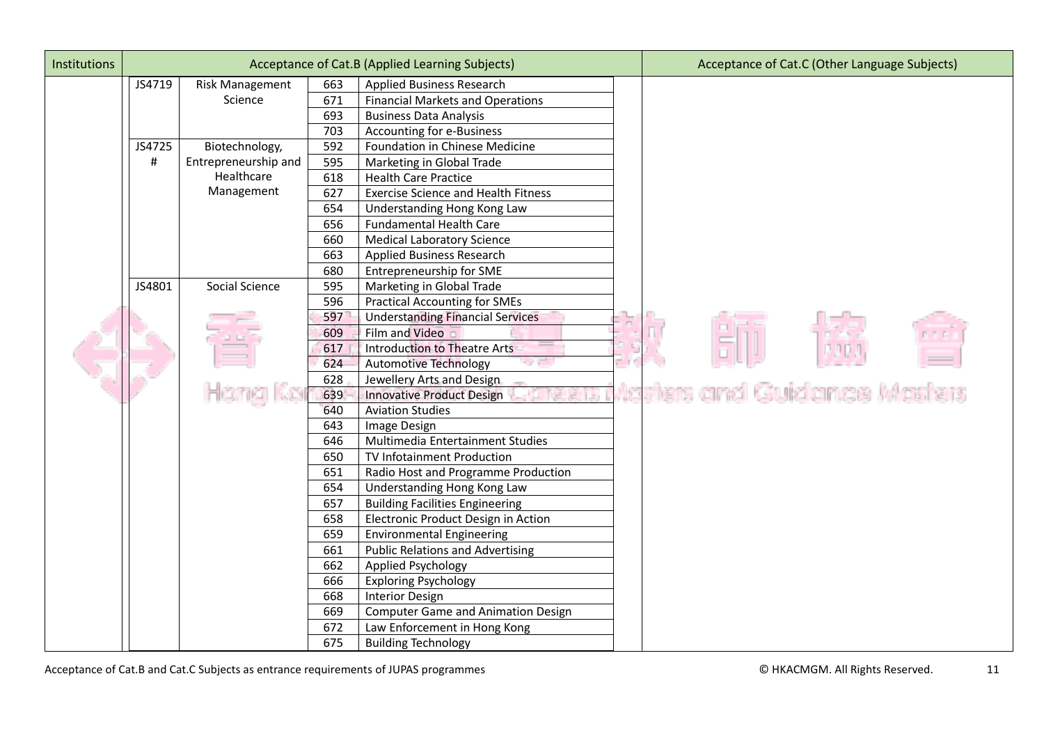| Institutions | Acceptance of Cat.B (Applied Learning Subjects) | | | | Acceptance of Cat.C (Other Language Subjects) |
|---|---|---|---|---|---|
| | JS4719 | Risk Management Science | 663 | Applied Business Research | |
| | | | 671 | Financial Markets and Operations | |
| | | | 693 | Business Data Analysis | |
| | | | 703 | Accounting for e-Business | |
| | JS4725 # | Biotechnology, Entrepreneurship and Healthcare Management | 592 | Foundation in Chinese Medicine | |
| | | | 595 | Marketing in Global Trade | |
| | | | 618 | Health Care Practice | |
| | | | 627 | Exercise Science and Health Fitness | |
| | | | 654 | Understanding Hong Kong Law | |
| | | | 656 | Fundamental Health Care | |
| | | | 660 | Medical Laboratory Science | |
| | | | 663 | Applied Business Research | |
| | | | 680 | Entrepreneurship for SME | |
| | JS4801 | Social Science | 595 | Marketing in Global Trade | |
| | | | 596 | Practical Accounting for SMEs | |
| | | | 597 | Understanding Financial Services | |
| | | | 609 | Film and Video | |
| | | | 617 | Introduction to Theatre Arts | |
| | | | 624 | Automotive Technology | |
| | | | 628 | Jewellery Arts and Design | |
| | | | 639 | Innovative Product Design | |
| | | | 640 | Aviation Studies | |
| | | | 643 | Image Design | |
| | | | 646 | Multimedia Entertainment Studies | |
| | | | 650 | TV Infotainment Production | |
| | | | 651 | Radio Host and Programme Production | |
| | | | 654 | Understanding Hong Kong Law | |
| | | | 657 | Building Facilities Engineering | |
| | | | 658 | Electronic Product Design in Action | |
| | | | 659 | Environmental Engineering | |
| | | | 661 | Public Relations and Advertising | |
| | | | 662 | Applied Psychology | |
| | | | 666 | Exploring Psychology | |
| | | | 668 | Interior Design | |
| | | | 669 | Computer Game and Animation Design | |
| | | | 672 | Law Enforcement in Hong Kong | |
| | | | 675 | Building Technology | |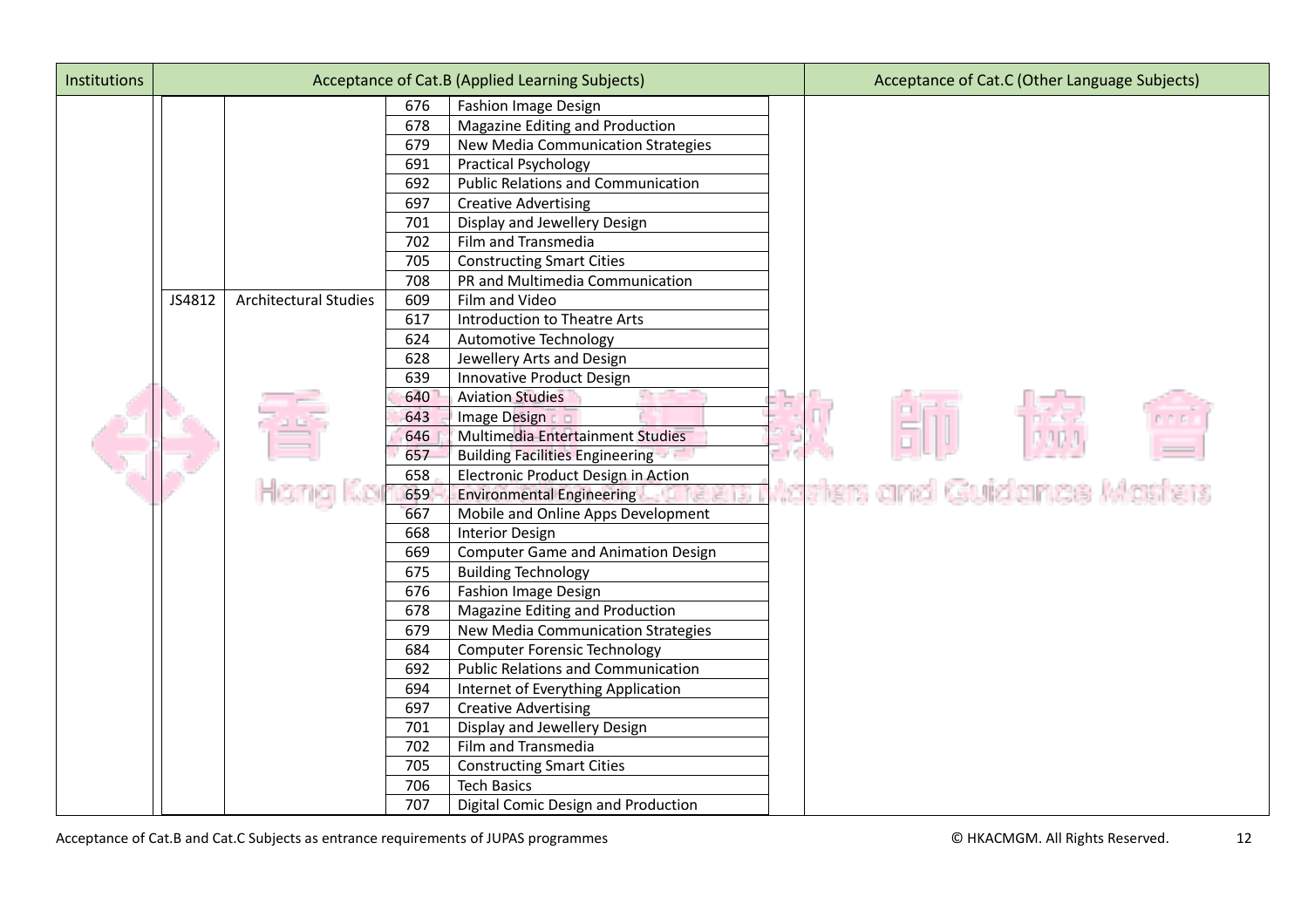| Institutions | Acceptance of Cat.B (Applied Learning Subjects) | | | | Acceptance of Cat.C (Other Language Subjects) |
|---|---|---|---|---|---|
| | | | 676 | Fashion Image Design | |
| | | | 678 | Magazine Editing and Production | |
| | | | 679 | New Media Communication Strategies | |
| | | | 691 | Practical Psychology | |
| | | | 692 | Public Relations and Communication | |
| | | | 697 | Creative Advertising | |
| | | | 701 | Display and Jewellery Design | |
| | | | 702 | Film and Transmedia | |
| | | | 705 | Constructing Smart Cities | |
| | | | 708 | PR and Multimedia Communication | |
| | JS4812 | Architectural Studies | 609 | Film and Video | |
| | | | 617 | Introduction to Theatre Arts | |
| | | | 624 | Automotive Technology | |
| | | | 628 | Jewellery Arts and Design | |
| | | | 639 | Innovative Product Design | |
| | | | 640 | Aviation Studies | |
| | | | 643 | Image Design | |
| | | | 646 | Multimedia Entertainment Studies | |
| | | | 657 | Building Facilities Engineering | |
| | | | 658 | Electronic Product Design in Action | |
| | | | 659 | Environmental Engineering | |
| | | | 667 | Mobile and Online Apps Development | |
| | | | 668 | Interior Design | |
| | | | 669 | Computer Game and Animation Design | |
| | | | 675 | Building Technology | |
| | | | 676 | Fashion Image Design | |
| | | | 678 | Magazine Editing and Production | |
| | | | 679 | New Media Communication Strategies | |
| | | | 684 | Computer Forensic Technology | |
| | | | 692 | Public Relations and Communication | |
| | | | 694 | Internet of Everything Application | |
| | | | 697 | Creative Advertising | |
| | | | 701 | Display and Jewellery Design | |
| | | | 702 | Film and Transmedia | |
| | | | 705 | Constructing Smart Cities | |
| | | | 706 | Tech Basics | |
| | | | 707 | Digital Comic Design and Production | |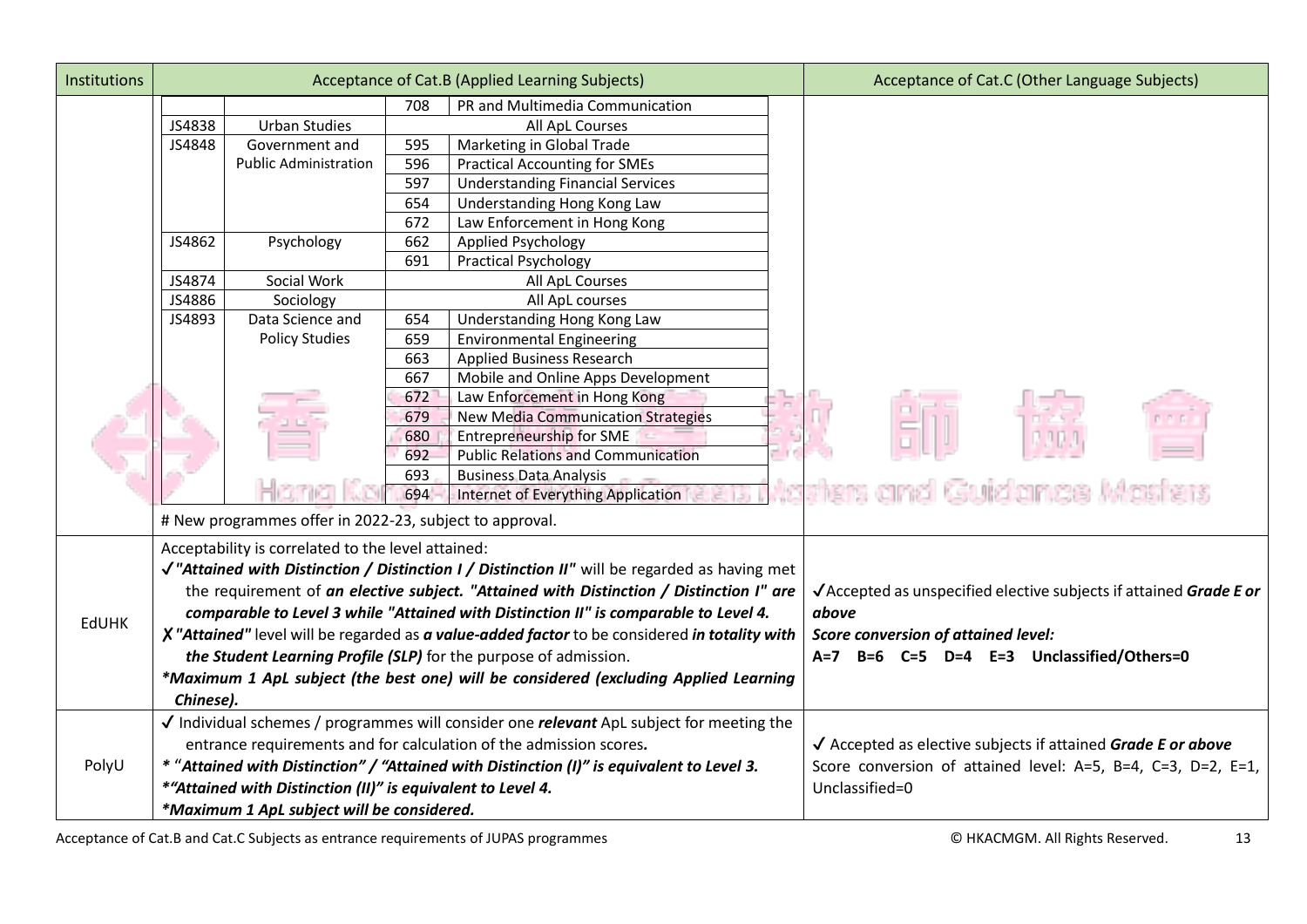| Institutions | Acceptance of Cat.B (Applied Learning Subjects) | Acceptance of Cat.C (Other Language Subjects) |
|---|---|---|
| | <table><tr><td></td><td></td><td>708</td><td>PR and Multimedia Communication</td></tr><tr><td>JS4838</td><td>Urban Studies</td><td colspan="2">All ApL Courses</td></tr><tr><td>JS4848</td><td>Government and Public Administration</td><td>595</td><td>Marketing in Global Trade</td></tr><tr><td></td><td></td><td>596</td><td>Practical Accounting for SMEs</td></tr><tr><td></td><td></td><td>597</td><td>Understanding Financial Services</td></tr><tr><td></td><td></td><td>654</td><td>Understanding Hong Kong Law</td></tr><tr><td></td><td></td><td>672</td><td>Law Enforcement in Hong Kong</td></tr><tr><td>JS4862</td><td>Psychology</td><td>662</td><td>Applied Psychology</td></tr><tr><td></td><td></td><td>691</td><td>Practical Psychology</td></tr><tr><td>JS4874</td><td>Social Work</td><td colspan="2">All ApL Courses</td></tr><tr><td>JS4886</td><td>Sociology</td><td colspan="2">All ApL courses</td></tr><tr><td>JS4893</td><td>Data Science and Policy Studies</td><td>654</td><td>Understanding Hong Kong Law</td></tr><tr><td></td><td></td><td>659</td><td>Environmental Engineering</td></tr><tr><td></td><td></td><td>663</td><td>Applied Business Research</td></tr><tr><td></td><td></td><td>667</td><td>Mobile and Online Apps Development</td></tr><tr><td></td><td></td><td>672</td><td>Law Enforcement in Hong Kong</td></tr><tr><td></td><td></td><td>679</td><td>New Media Communication Strategies</td></tr><tr><td></td><td></td><td>680</td><td>Entrepreneurship for SME</td></tr><tr><td></td><td></td><td>692</td><td>Public Relations and Communication</td></tr><tr><td></td><td></td><td>693</td><td>Business Data Analysis</td></tr><tr><td></td><td></td><td>694</td><td>Internet of Everything Application</td></tr></table> # New programmes offer in 2022-23, subject to approval. | |
| EdUHK | Acceptability is correlated to the level attained:<br>✓ ***"Attained with Distinction / Distinction I / Distinction II"*** will be regarded as having met the requirement of ***an elective subject. "Attained with Distinction / Distinction I" are comparable to Level 3 while "Attained with Distinction II" is comparable to Level 4.***<br>✗ ***"Attained"*** level will be regarded as ***a value-added factor*** to be considered ***in totality with the Student Learning Profile (SLP)*** for the purpose of admission.<br>****Maximum 1 ApL subject (the best one) will be considered (excluding Applied Learning Chinese).*** | ✓Accepted as unspecified elective subjects if attained ***Grade E or above***<br>***Score conversion of attained level:***<br>**A=7 B=6 C=5 D=4 E=3 Unclassified/Others=0** |
| PolyU | ✓ Individual schemes / programmes will consider one ***relevant*** ApL subject for meeting the entrance requirements and for calculation of the admission scores.<br>*** "Attained with Distinction" / "Attained with Distinction (I)" is equivalent to Level 3.***<br>***"Attained with Distinction (II)" is equivalent to Level 4.***<br>****Maximum 1 ApL subject will be considered.*** | ✓ Accepted as elective subjects if attained ***Grade E or above***<br>Score conversion of attained level: A=5, B=4, C=3, D=2, E=1, Unclassified=0 |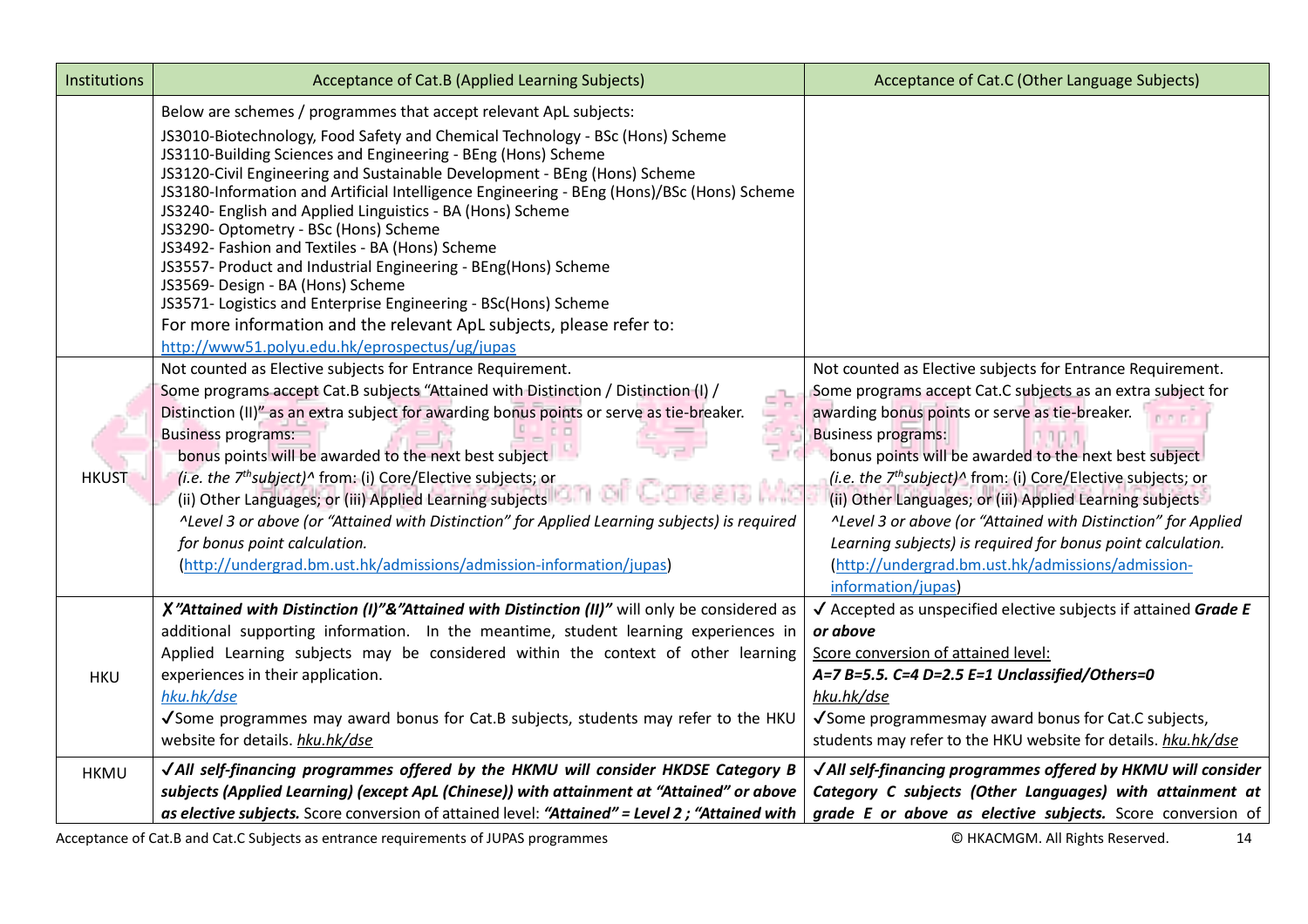| Institutions | Acceptance of Cat.B (Applied Learning Subjects) | Acceptance of Cat.C (Other Language Subjects) |
|---|---|---|
| | Below are schemes / programmes that accept relevant ApL subjects:<br>JS3010-Biotechnology, Food Safety and Chemical Technology - BSc (Hons) Scheme<br>JS3110-Building Sciences and Engineering - BEng (Hons) Scheme<br>JS3120-Civil Engineering and Sustainable Development - BEng (Hons) Scheme<br>JS3180-Information and Artificial Intelligence Engineering - BEng (Hons)/BSc (Hons) Scheme<br>JS3240- English and Applied Linguistics - BA (Hons) Scheme<br>JS3290- Optometry - BSc (Hons) Scheme<br>JS3492- Fashion and Textiles - BA (Hons) Scheme<br>JS3557- Product and Industrial Engineering - BEng(Hons) Scheme<br>JS3569- Design - BA (Hons) Scheme<br>JS3571- Logistics and Enterprise Engineering - BSc(Hons) Scheme<br>For more information and the relevant ApL subjects, please refer to:<br>http://www51.polyu.edu.hk/eprospectus/ug/jupas | |
| HKUST | Not counted as Elective subjects for Entrance Requirement.<br>Some programs accept Cat.B subjects "Attained with Distinction / Distinction (I) / Distinction (II)" as an extra subject for awarding bonus points or serve as tie-breaker.<br>Business programs:<br>bonus points will be awarded to the next best subject *(i.e. the 7th subject)^* from: (i) Core/Elective subjects; or (ii) Other Languages; or (iii) Applied Learning subjects<br>*^Level 3 or above (or "Attained with Distinction" for Applied Learning subjects) is required for bonus point calculation.*<br>(http://undergrad.bm.ust.hk/admissions/admission-information/jupas) | Not counted as Elective subjects for Entrance Requirement.<br>Some programs accept Cat.C subjects as an extra subject for awarding bonus points or serve as tie-breaker.<br>Business programs:<br>bonus points will be awarded to the next best subject *(i.e. the 7th subject)^* from: (i) Core/Elective subjects; or (ii) Other Languages; or (iii) Applied Learning subjects<br>*^Level 3 or above (or "Attained with Distinction" for Applied Learning subjects) is required for bonus point calculation.*<br>(http://undergrad.bm.ust.hk/admissions/admission-information/jupas) |
| HKU | ✗ ***"Attained with Distinction (I)"&"Attained with Distinction (II)"*** will only be considered as additional supporting information. In the meantime, student learning experiences in Applied Learning subjects may be considered within the context of other learning experiences in their application.<br>*hku.hk/dse*<br>✓Some programmes may award bonus for Cat.B subjects, students may refer to the HKU website for details. *hku.hk/dse* | ✓ Accepted as unspecified elective subjects if attained ***Grade E or above***<br>Score conversion of attained level:<br>***A=7 B=5.5. C=4 D=2.5 E=1 Unclassified/Others=0***<br>*hku.hk/dse*<br>✓Some programmesmay award bonus for Cat.C subjects, students may refer to the HKU website for details. *hku.hk/dse* |
| HKMU | ***✓All self-financing programmes offered by the HKMU will consider HKDSE Category B subjects (Applied Learning) (except ApL (Chinese)) with attainment at "Attained" or above as elective subjects.*** Score conversion of attained level: ***"Attained" = Level 2 ; "Attained with*** | ***✓All self-financing programmes offered by HKMU will consider Category C subjects (Other Languages) with attainment at grade E or above as elective subjects.*** Score conversion of |

Acceptance of Cat.B and Cat.C Subjects as entrance requirements of JUPAS programmes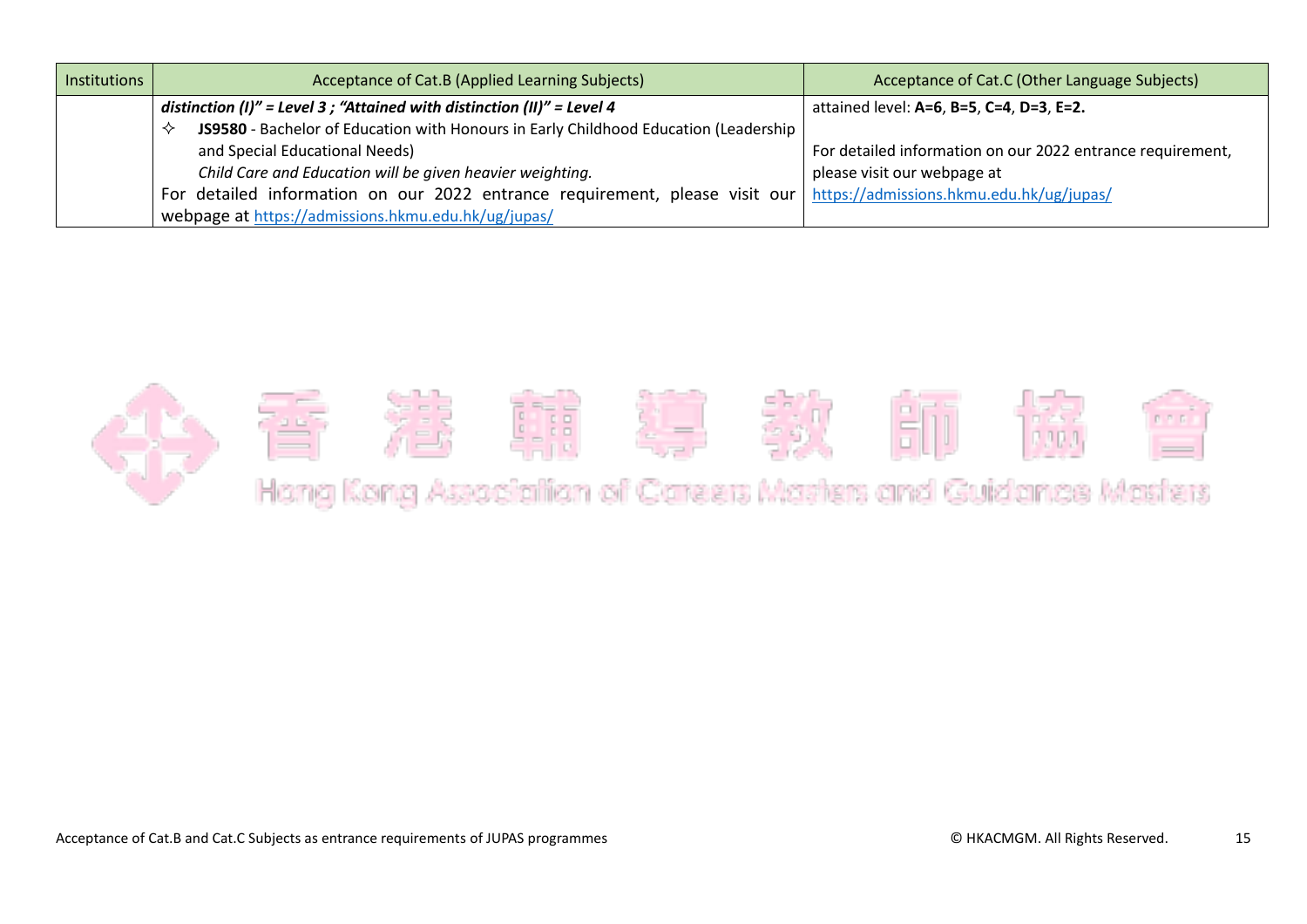| Institutions | Acceptance of Cat.B (Applied Learning Subjects) | Acceptance of Cat.C (Other Language Subjects) |
|---|---|---|
| | ***distinction (I)" = Level 3 ; "Attained with distinction (II)" = Level 4***<br>✧ **JS9580** - Bachelor of Education with Honours in Early Childhood Education (Leadership and Special Educational Needs)<br>*Child Care and Education will be given heavier weighting.*<br>For detailed information on our 2022 entrance requirement, please visit our webpage at https://admissions.hkmu.edu.hk/ug/jupas/ | attained level: **A=6**, **B=5**, **C=4**, **D=3**, **E=2.**<br><br>For detailed information on our 2022 entrance requirement, please visit our webpage at https://admissions.hkmu.edu.hk/ug/jupas/ |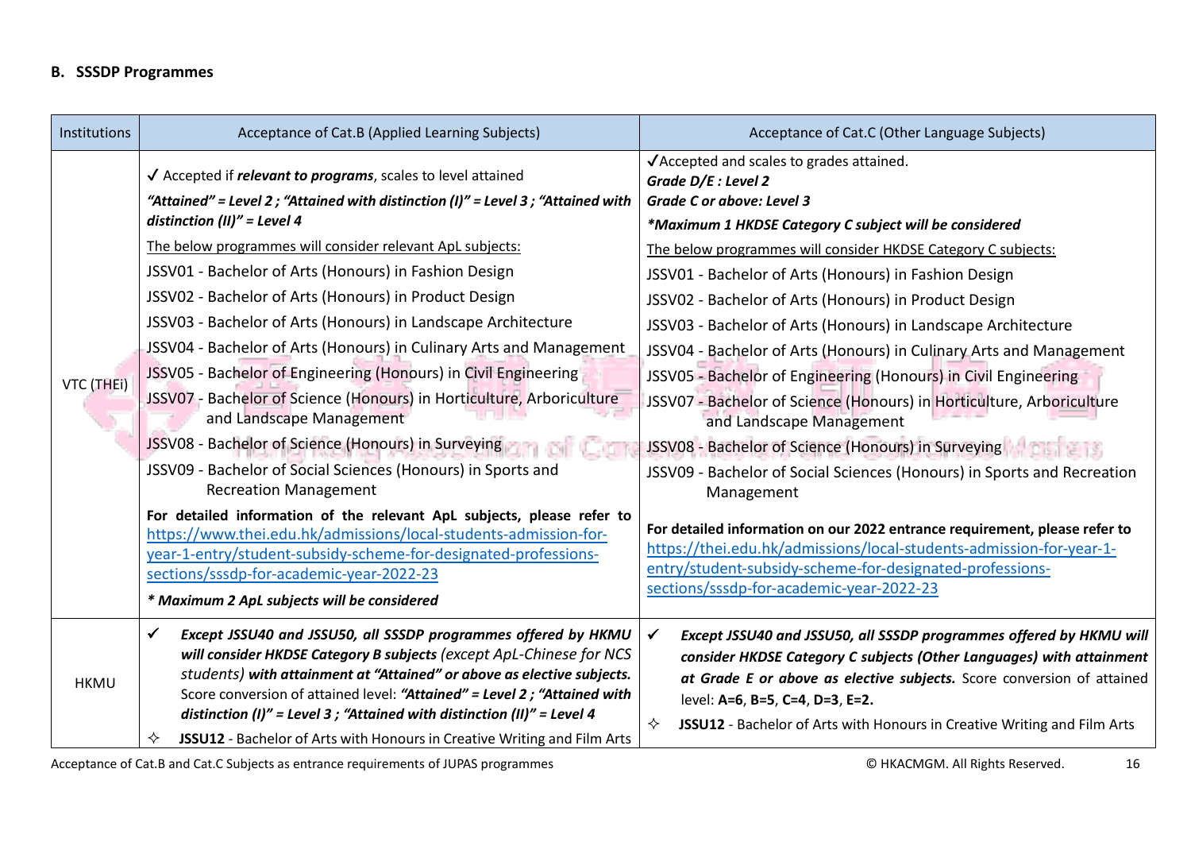### B. SSSDP Programmes

| Institutions | Acceptance of Cat.B (Applied Learning Subjects) | Acceptance of Cat.C (Other Language Subjects) |
|---|---|---|
| VTC (THEi) | ✓ Accepted if ***relevant to programs***, scales to level attained<br>***"Attained" = Level 2 ; "Attained with distinction (I)" = Level 3 ; "Attained with distinction (II)" = Level 4***<br>The below programmes will consider relevant ApL subjects:<br>JSSV01 - Bachelor of Arts (Honours) in Fashion Design<br>JSSV02 - Bachelor of Arts (Honours) in Product Design<br>JSSV03 - Bachelor of Arts (Honours) in Landscape Architecture<br>JSSV04 - Bachelor of Arts (Honours) in Culinary Arts and Management<br>JSSV05 - Bachelor of Engineering (Honours) in Civil Engineering<br>JSSV07 - Bachelor of Science (Honours) in Horticulture, Arboriculture and Landscape Management<br>JSSV08 - Bachelor of Science (Honours) in Surveying<br>JSSV09 - Bachelor of Social Sciences (Honours) in Sports and Recreation Management<br>**For detailed information of the relevant ApL subjects, please refer to** https://www.thei.edu.hk/admissions/local-students-admission-for-year-1-entry/student-subsidy-scheme-for-designated-professions-sections/sssdp-for-academic-year-2022-23<br>***\* Maximum 2 ApL subjects will be considered*** | ✓Accepted and scales to grades attained.<br>***Grade D/E : Level 2***<br>***Grade C or above: Level 3***<br>***\*Maximum 1 HKDSE Category C subject will be considered***<br>The below programmes will consider HKDSE Category C subjects:<br>JSSV01 - Bachelor of Arts (Honours) in Fashion Design<br>JSSV02 - Bachelor of Arts (Honours) in Product Design<br>JSSV03 - Bachelor of Arts (Honours) in Landscape Architecture<br>JSSV04 - Bachelor of Arts (Honours) in Culinary Arts and Management<br>JSSV05 - Bachelor of Engineering (Honours) in Civil Engineering<br>JSSV07 - Bachelor of Science (Honours) in Horticulture, Arboriculture and Landscape Management<br>JSSV08 - Bachelor of Science (Honours) in Surveying<br>JSSV09 - Bachelor of Social Sciences (Honours) in Sports and Recreation Management<br>**For detailed information on our 2022 entrance requirement, please refer to** https://thei.edu.hk/admissions/local-students-admission-for-year-1-entry/student-subsidy-scheme-for-designated-professions-sections/sssdp-for-academic-year-2022-23 |
| HKMU | ✓ ***Except JSSU40 and JSSU50, all SSSDP programmes offered by HKMU will consider HKDSE Category B subjects*** *(except ApL-Chinese for NCS students)* ***with attainment at "Attained" or above as elective subjects.*** Score conversion of attained level: ***"Attained" = Level 2 ; "Attained with distinction (I)" = Level 3 ; "Attained with distinction (II)" = Level 4***<br>✧ **JSSU12** - Bachelor of Arts with Honours in Creative Writing and Film Arts | ✓ ***Except JSSU40 and JSSU50, all SSSDP programmes offered by HKMU will consider HKDSE Category C subjects (Other Languages) with attainment at Grade E or above as elective subjects.*** Score conversion of attained level: **A=6**, **B=5**, **C=4**, **D=3**, **E=2.**<br>✧ **JSSU12** - Bachelor of Arts with Honours in Creative Writing and Film Arts |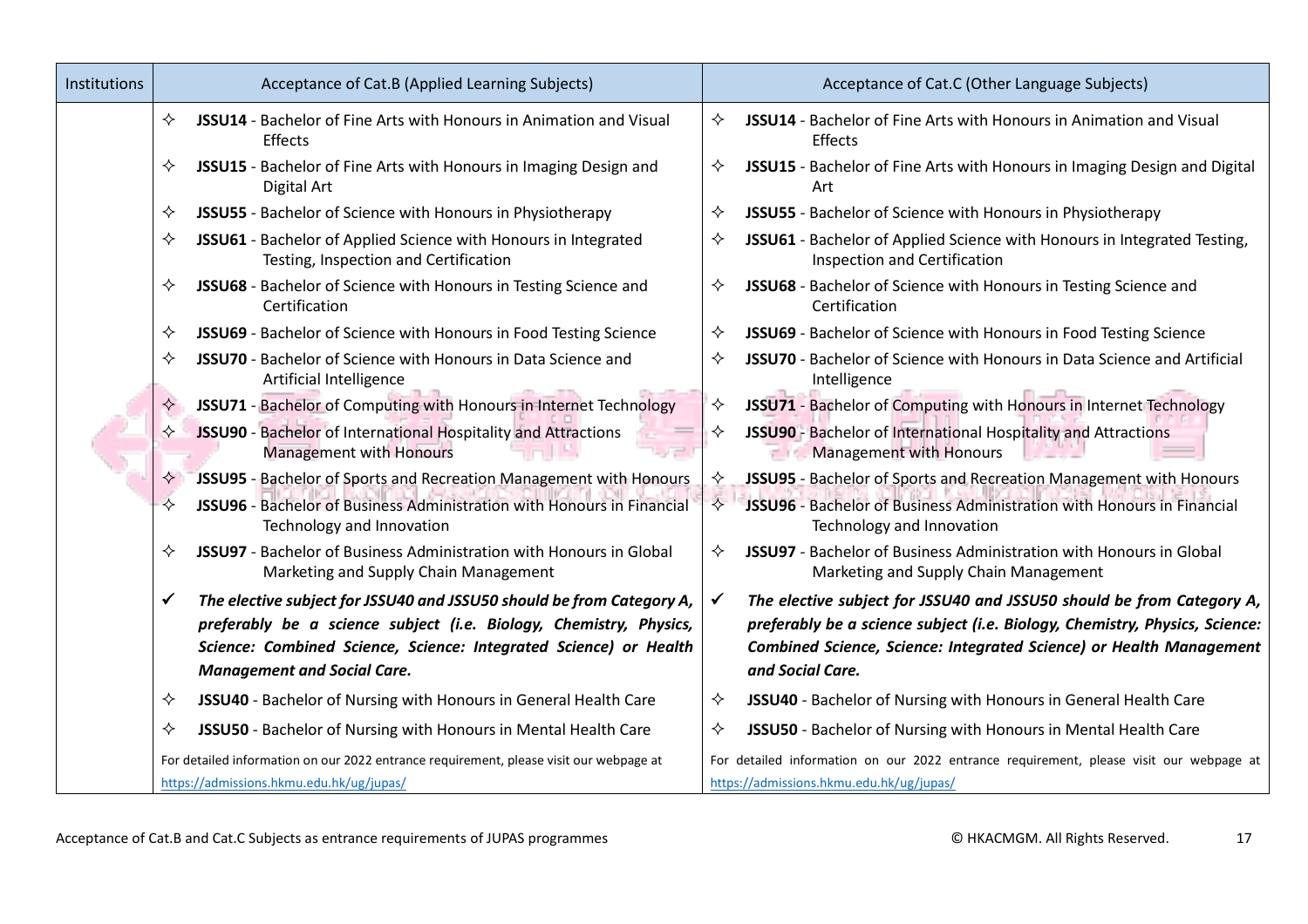| Institutions | Acceptance of Cat.B (Applied Learning Subjects) | Acceptance of Cat.C (Other Language Subjects) |
|---|---|---|
| | ✧ **JSSU14** - Bachelor of Fine Arts with Honours in Animation and Visual Effects<br>✧ **JSSU15** - Bachelor of Fine Arts with Honours in Imaging Design and Digital Art<br>✧ **JSSU55** - Bachelor of Science with Honours in Physiotherapy<br>✧ **JSSU61** - Bachelor of Applied Science with Honours in Integrated Testing, Inspection and Certification<br>✧ **JSSU68** - Bachelor of Science with Honours in Testing Science and Certification<br>✧ **JSSU69** - Bachelor of Science with Honours in Food Testing Science<br>✧ **JSSU70** - Bachelor of Science with Honours in Data Science and Artificial Intelligence<br>✧ **JSSU71** - Bachelor of Computing with Honours in Internet Technology<br>✧ **JSSU90** - Bachelor of International Hospitality and Attractions Management with Honours<br>✧ **JSSU95** - Bachelor of Sports and Recreation Management with Honours<br>✧ **JSSU96** - Bachelor of Business Administration with Honours in Financial Technology and Innovation<br>✧ **JSSU97** - Bachelor of Business Administration with Honours in Global Marketing and Supply Chain Management<br>✓ ***The elective subject for JSSU40 and JSSU50 should be from Category A, preferably be a science subject (i.e. Biology, Chemistry, Physics, Science: Combined Science, Science: Integrated Science) or Health Management and Social Care.***<br>✧ **JSSU40** - Bachelor of Nursing with Honours in General Health Care<br>✧ **JSSU50** - Bachelor of Nursing with Honours in Mental Health Care<br>For detailed information on our 2022 entrance requirement, please visit our webpage at https://admissions.hkmu.edu.hk/ug/jupas/ | ✧ **JSSU14** - Bachelor of Fine Arts with Honours in Animation and Visual Effects<br>✧ **JSSU15** - Bachelor of Fine Arts with Honours in Imaging Design and Digital Art<br>✧ **JSSU55** - Bachelor of Science with Honours in Physiotherapy<br>✧ **JSSU61** - Bachelor of Applied Science with Honours in Integrated Testing, Inspection and Certification<br>✧ **JSSU68** - Bachelor of Science with Honours in Testing Science and Certification<br>✧ **JSSU69** - Bachelor of Science with Honours in Food Testing Science<br>✧ **JSSU70** - Bachelor of Science with Honours in Data Science and Artificial Intelligence<br>✧ **JSSU71** - Bachelor of Computing with Honours in Internet Technology<br>✧ **JSSU90** - Bachelor of International Hospitality and Attractions Management with Honours<br>✧ **JSSU95** - Bachelor of Sports and Recreation Management with Honours<br>✧ **JSSU96** - Bachelor of Business Administration with Honours in Financial Technology and Innovation<br>✧ **JSSU97** - Bachelor of Business Administration with Honours in Global Marketing and Supply Chain Management<br>✓ ***The elective subject for JSSU40 and JSSU50 should be from Category A, preferably be a science subject (i.e. Biology, Chemistry, Physics, Science: Combined Science, Science: Integrated Science) or Health Management and Social Care.***<br>✧ **JSSU40** - Bachelor of Nursing with Honours in General Health Care<br>✧ **JSSU50** - Bachelor of Nursing with Honours in Mental Health Care<br>For detailed information on our 2022 entrance requirement, please visit our webpage at https://admissions.hkmu.edu.hk/ug/jupas/ |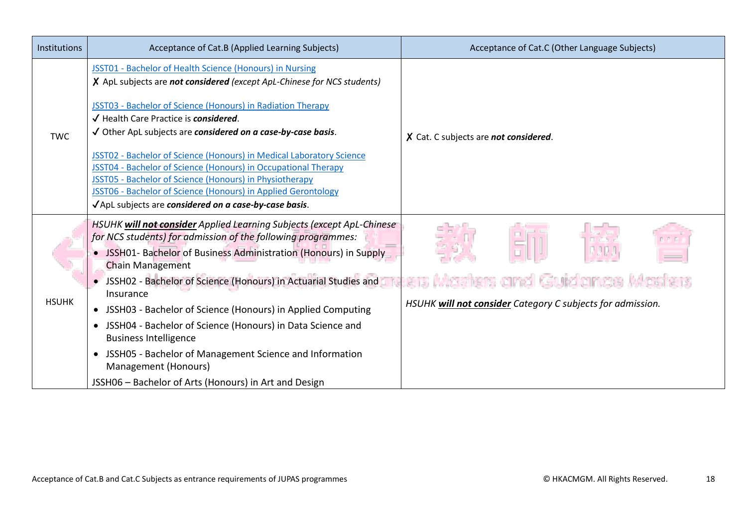| Institutions | Acceptance of Cat.B (Applied Learning Subjects) | Acceptance of Cat.C (Other Language Subjects) |
|---|---|---|
| TWC | JSST01 - Bachelor of Health Science (Honours) in Nursing<br>✗ ApL subjects are ***not considered*** *(except ApL-Chinese for NCS students)*<br><br>JSST03 - Bachelor of Science (Honours) in Radiation Therapy<br>✓ Health Care Practice is ***considered***.<br>✓ Other ApL subjects are ***considered on a case-by-case basis***.<br><br>JSST02 - Bachelor of Science (Honours) in Medical Laboratory Science<br>JSST04 - Bachelor of Science (Honours) in Occupational Therapy<br>JSST05 - Bachelor of Science (Honours) in Physiotherapy<br>JSST06 - Bachelor of Science (Honours) in Applied Gerontology<br>✓ApL subjects are ***considered on a case-by-case basis***. | ✗ Cat. C subjects are ***not considered***. |
| HSUHK | *HSUHK **will not consider** Applied Learning Subjects (except ApL-Chinese for NCS students) for admission of the following programmes:*<br>• JSSH01- Bachelor of Business Administration (Honours) in Supply Chain Management<br>• JSSH02 - Bachelor of Science (Honours) in Actuarial Studies and Insurance<br>• JSSH03 - Bachelor of Science (Honours) in Applied Computing<br>• JSSH04 - Bachelor of Science (Honours) in Data Science and Business Intelligence<br>• JSSH05 - Bachelor of Management Science and Information Management (Honours)<br>JSSH06 – Bachelor of Arts (Honours) in Art and Design | *HSUHK **will not consider** Category C subjects for admission.* |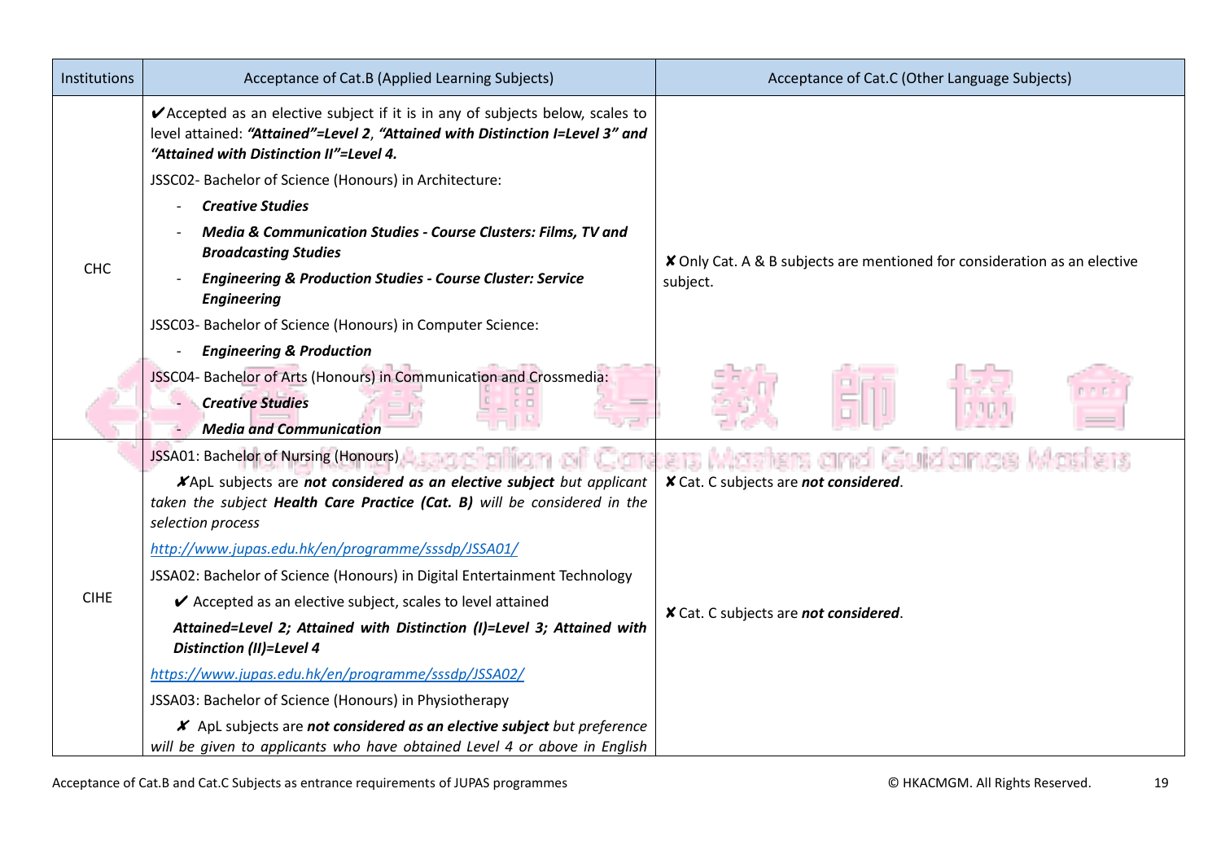| Institutions | Acceptance of Cat.B (Applied Learning Subjects) | Acceptance of Cat.C (Other Language Subjects) |
|---|---|---|
| CHC | ✔Accepted as an elective subject if it is in any of subjects below, scales to level attained: ***"Attained"=Level 2***, ***"Attained with Distinction I=Level 3" and "Attained with Distinction II"=Level 4.***<br>JSSC02- Bachelor of Science (Honours) in Architecture:<br>- ***Creative Studies***<br>- ***Media & Communication Studies - Course Clusters: Films, TV and Broadcasting Studies***<br>- ***Engineering & Production Studies - Course Cluster: Service Engineering***<br>JSSC03- Bachelor of Science (Honours) in Computer Science:<br>- ***Engineering & Production***<br>JSSC04- Bachelor of Arts (Honours) in Communication and Crossmedia:<br>- ***Creative Studies***<br>- ***Media and Communication*** | ✘Only Cat. A & B subjects are mentioned for consideration as an elective subject. |
| CIHE | JSSA01: Bachelor of Nursing (Honours)<br>✘ApL subjects are ***not considered as an elective subject*** *but applicant taken the subject* ***Health Care Practice (Cat. B)*** *will be considered in the selection process*<br>http://www.jupas.edu.hk/en/programme/sssdp/JSSA01/ | ✘Cat. C subjects are ***not considered***. |
| | JSSA02: Bachelor of Science (Honours) in Digital Entertainment Technology<br>✔ Accepted as an elective subject, scales to level attained<br>***Attained=Level 2; Attained with Distinction (I)=Level 3; Attained with Distinction (II)=Level 4***<br>https://www.jupas.edu.hk/en/programme/sssdp/JSSA02/<br>JSSA03: Bachelor of Science (Honours) in Physiotherapy<br>✘ ApL subjects are ***not considered as an elective subject*** *but preference will be given to applicants who have obtained Level 4 or above in English* | ✘Cat. C subjects are ***not considered***. |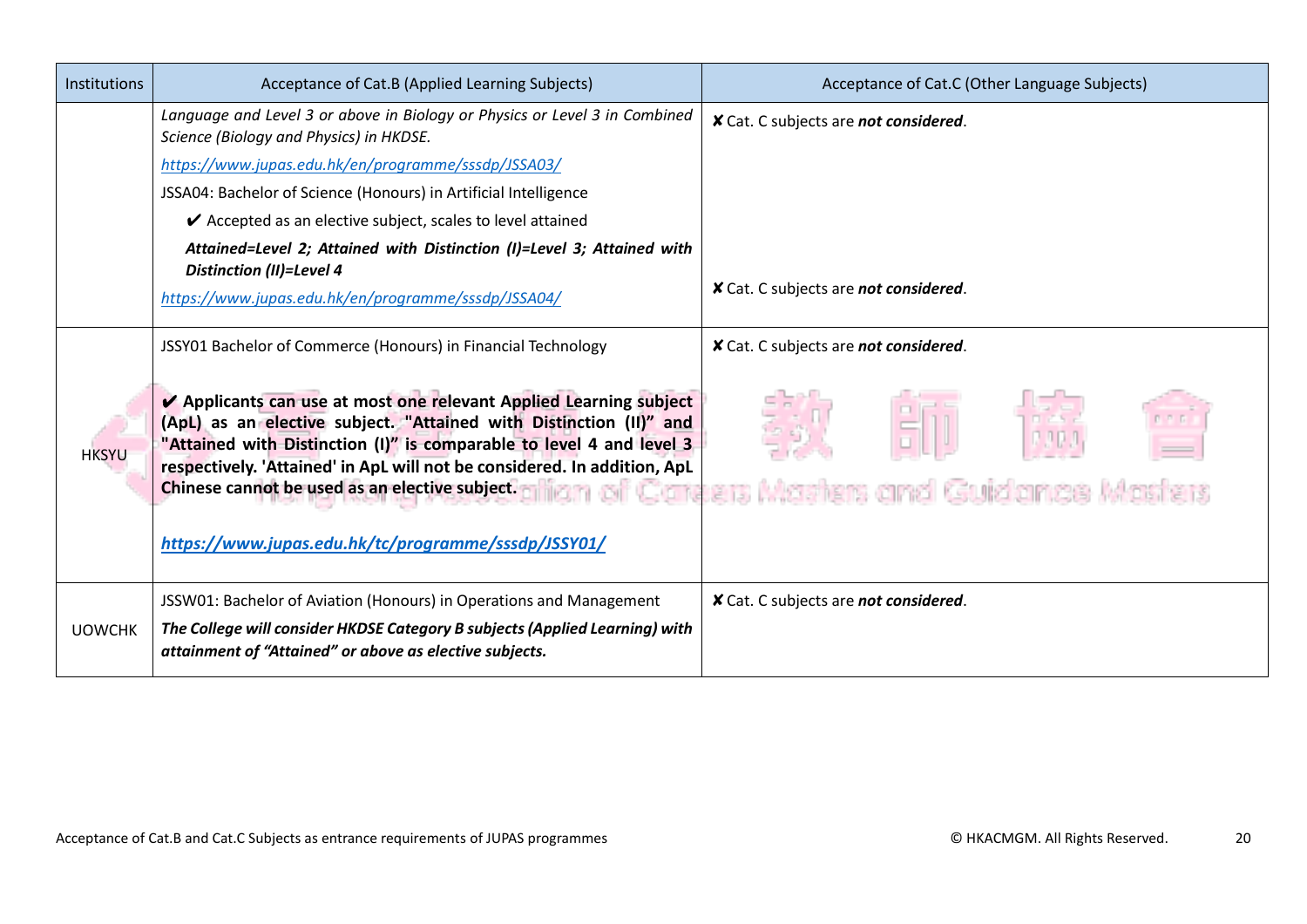| Institutions | Acceptance of Cat.B (Applied Learning Subjects) | Acceptance of Cat.C (Other Language Subjects) |
|---|---|---|
| | *Language and Level 3 or above in Biology or Physics or Level 3 in Combined Science (Biology and Physics) in HKDSE.*<br>https://www.jupas.edu.hk/en/programme/sssdp/JSSA03/<br>JSSA04: Bachelor of Science (Honours) in Artificial Intelligence<br>✔ Accepted as an elective subject, scales to level attained<br>***Attained=Level 2; Attained with Distinction (I)=Level 3; Attained with Distinction (II)=Level 4***<br>https://www.jupas.edu.hk/en/programme/sssdp/JSSA04/ | ✘ Cat. C subjects are ***not considered***.<br><br>✘ Cat. C subjects are ***not considered***. |
| HKSYU | JSSY01 Bachelor of Commerce (Honours) in Financial Technology<br><br>**✔ Applicants can use at most one relevant Applied Learning subject (ApL) as an elective subject. "Attained with Distinction (II)" and "Attained with Distinction (I)" is comparable to level 4 and level 3 respectively. 'Attained' in ApL will not be considered. In addition, ApL Chinese cannot be used as an elective subject.**<br><br>**https://www.jupas.edu.hk/tc/programme/sssdp/JSSY01/** | ✘ Cat. C subjects are ***not considered***. |
| UOWCHK | JSSW01: Bachelor of Aviation (Honours) in Operations and Management<br>***The College will consider HKDSE Category B subjects (Applied Learning) with attainment of "Attained" or above as elective subjects.*** | ✘ Cat. C subjects are ***not considered***. |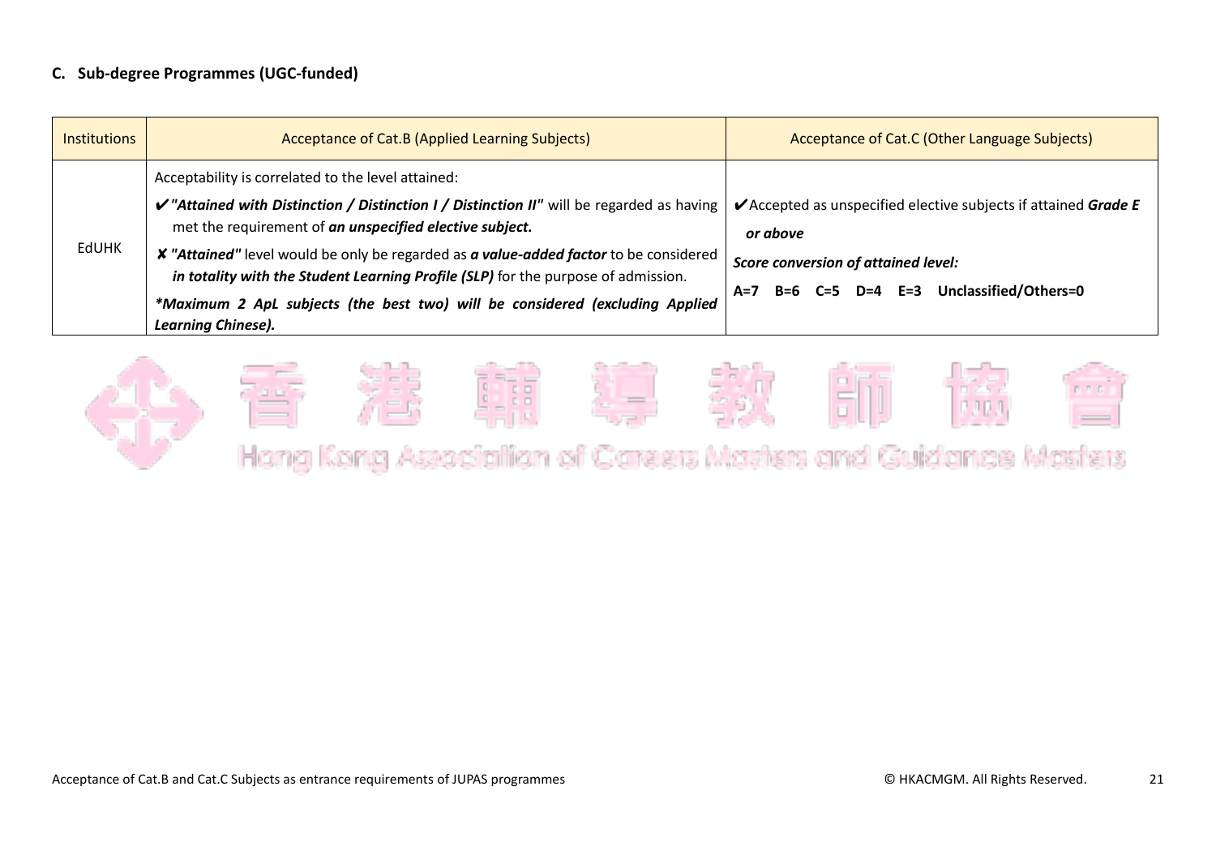### C. Sub-degree Programmes (UGC-funded)

| Institutions | Acceptance of Cat.B (Applied Learning Subjects) | Acceptance of Cat.C (Other Language Subjects) |
| --- | --- | --- |
| EdUHK | Acceptability is correlated to the level attained:<br>✔ ***"Attained with Distinction / Distinction I / Distinction II"*** will be regarded as having met the requirement of ***an unspecified elective subject.***<br>✘ ***"Attained"*** level would be only be regarded as ***a value-added factor*** to be considered ***in totality with the Student Learning Profile (SLP)*** for the purpose of admission.<br>***\*Maximum 2 ApL subjects (the best two) will be considered (excluding Applied Learning Chinese).*** | ✔ Accepted as unspecified elective subjects if attained ***Grade E or above***<br>***Score conversion of attained level:***<br>**A=7 B=6 C=5 D=4 E=3 Unclassified/Others=0** |

香港輔導教師協會

Hong Kong Association of Careers Masters and Guidance Masters